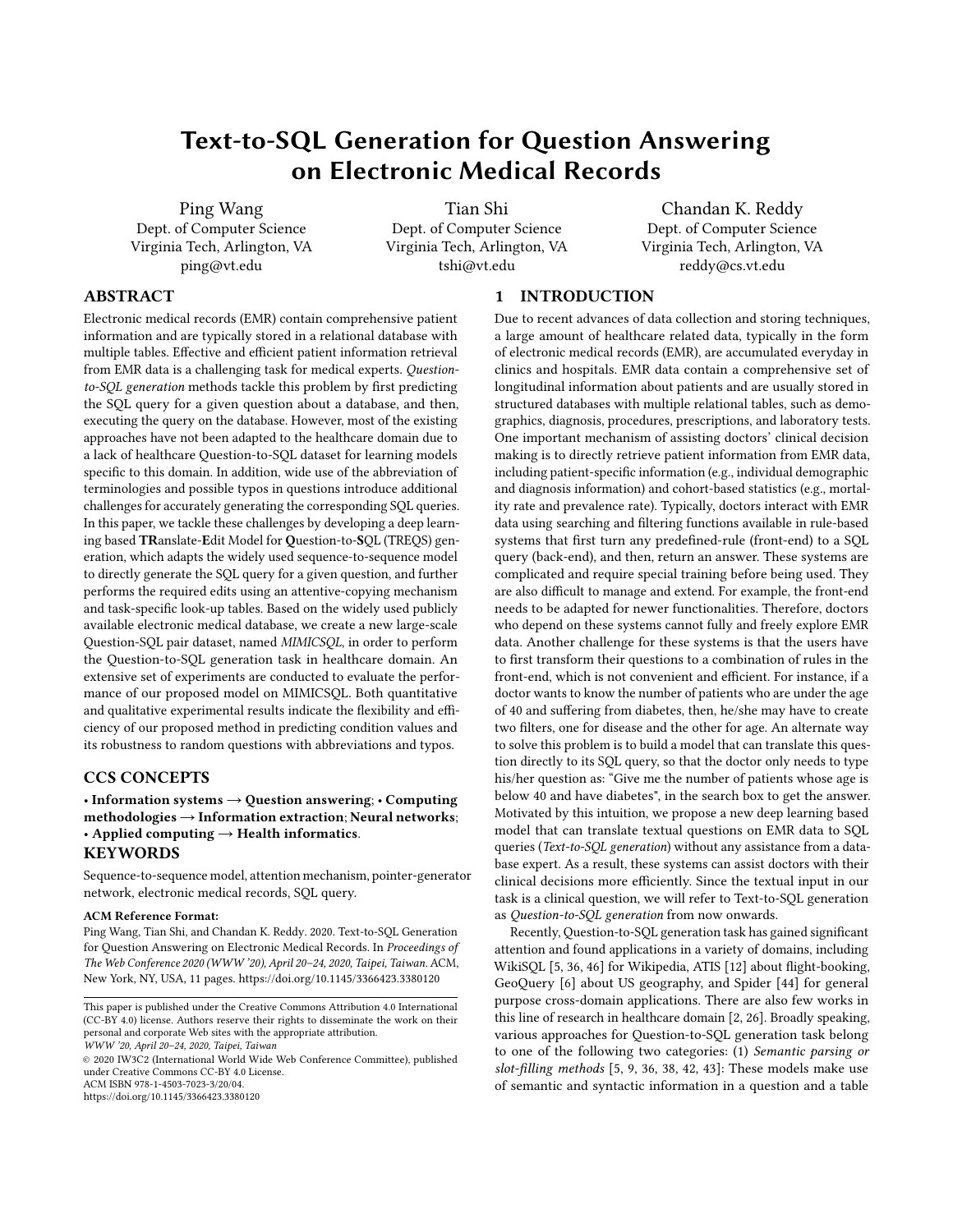# Text-to-SQL Generation for Question Answering on Electronic Medical Records

Ping Wang
Dept. of Computer Science
Virginia Tech, Arlington, VA
ping@vt.edu

Tian Shi
Dept. of Computer Science
Virginia Tech, Arlington, VA
tshi@vt.edu

Chandan K. Reddy
Dept. of Computer Science
Virginia Tech, Arlington, VA
reddy@cs.vt.edu

## ABSTRACT

Electronic medical records (EMR) contain comprehensive patient information and are typically stored in a relational database with multiple tables. Effective and efficient patient information retrieval from EMR data is a challenging task for medical experts. *Question-to-SQL generation* methods tackle this problem by first predicting the SQL query for a given question about a database, and then, executing the query on the database. However, most of the existing approaches have not been adapted to the healthcare domain due to a lack of healthcare Question-to-SQL dataset for learning models specific to this domain. In addition, wide use of the abbreviation of terminologies and possible typos in questions introduce additional challenges for accurately generating the corresponding SQL queries. In this paper, we tackle these challenges by developing a deep learning based **TR**anslate-**E**dit Model for **Q**uestion-to-**S**QL (TREQS) generation, which adapts the widely used sequence-to-sequence model to directly generate the SQL query for a given question, and further performs the required edits using an attentive-copying mechanism and task-specific look-up tables. Based on the widely used publicly available electronic medical database, we create a new large-scale Question-SQL pair dataset, named *MIMICSQL*, in order to perform the Question-to-SQL generation task in healthcare domain. An extensive set of experiments are conducted to evaluate the performance of our proposed model on MIMICSQL. Both quantitative and qualitative experimental results indicate the flexibility and efficiency of our proposed method in predicting condition values and its robustness to random questions with abbreviations and typos.

## CCS CONCEPTS

• **Information systems → Question answering**; • **Computing methodologies → Information extraction**; **Neural networks**; • **Applied computing → Health informatics**.

## KEYWORDS

Sequence-to-sequence model, attention mechanism, pointer-generator network, electronic medical records, SQL query.

**ACM Reference Format:**
Ping Wang, Tian Shi, and Chandan K. Reddy. 2020. Text-to-SQL Generation for Question Answering on Electronic Medical Records. In *Proceedings of The Web Conference 2020 (WWW '20), April 20–24, 2020, Taipei, Taiwan.* ACM, New York, NY, USA, 11 pages. https://doi.org/10.1145/3366423.3380120

This paper is published under the Creative Commons Attribution 4.0 International (CC-BY 4.0) license. Authors reserve their rights to disseminate the work on their personal and corporate Web sites with the appropriate attribution.
*WWW '20, April 20–24, 2020, Taipei, Taiwan*
© 2020 IW3C2 (International World Wide Web Conference Committee), published under Creative Commons CC-BY 4.0 License.
ACM ISBN 978-1-4503-7023-3/20/04.
https://doi.org/10.1145/3366423.3380120

## 1 INTRODUCTION

Due to recent advances of data collection and storing techniques, a large amount of healthcare related data, typically in the form of electronic medical records (EMR), are accumulated everyday in clinics and hospitals. EMR data contain a comprehensive set of longitudinal information about patients and are usually stored in structured databases with multiple relational tables, such as demographics, diagnosis, procedures, prescriptions, and laboratory tests. One important mechanism of assisting doctors' clinical decision making is to directly retrieve patient information from EMR data, including patient-specific information (e.g., individual demographic and diagnosis information) and cohort-based statistics (e.g., mortality rate and prevalence rate). Typically, doctors interact with EMR data using searching and filtering functions available in rule-based systems that first turn any predefined-rule (front-end) to a SQL query (back-end), and then, return an answer. These systems are complicated and require special training before being used. They are also difficult to manage and extend. For example, the front-end needs to be adapted for newer functionalities. Therefore, doctors who depend on these systems cannot fully and freely explore EMR data. Another challenge for these systems is that the users have to first transform their questions to a combination of rules in the front-end, which is not convenient and efficient. For instance, if a doctor wants to know the number of patients who are under the age of 40 and suffering from diabetes, then, he/she may have to create two filters, one for disease and the other for age. An alternate way to solve this problem is to build a model that can translate this question directly to its SQL query, so that the doctor only needs to type his/her question as: "Give me the number of patients whose age is below 40 and have diabetes", in the search box to get the answer. Motivated by this intuition, we propose a new deep learning based model that can translate textual questions on EMR data to SQL queries (*Text-to-SQL generation*) without any assistance from a database expert. As a result, these systems can assist doctors with their clinical decisions more efficiently. Since the textual input in our task is a clinical question, we will refer to Text-to-SQL generation as *Question-to-SQL generation* from now onwards.

Recently, Question-to-SQL generation task has gained significant attention and found applications in a variety of domains, including WikiSQL [5, 36, 46] for Wikipedia, ATIS [12] about flight-booking, GeoQuery [6] about US geography, and Spider [44] for general purpose cross-domain applications. There are also few works in this line of research in healthcare domain [2, 26]. Broadly speaking, various approaches for Question-to-SQL generation task belong to one of the following two categories: (1) *Semantic parsing or slot-filling methods* [5, 9, 36, 38, 42, 43]: These models make use of semantic and syntactic information in a question and a table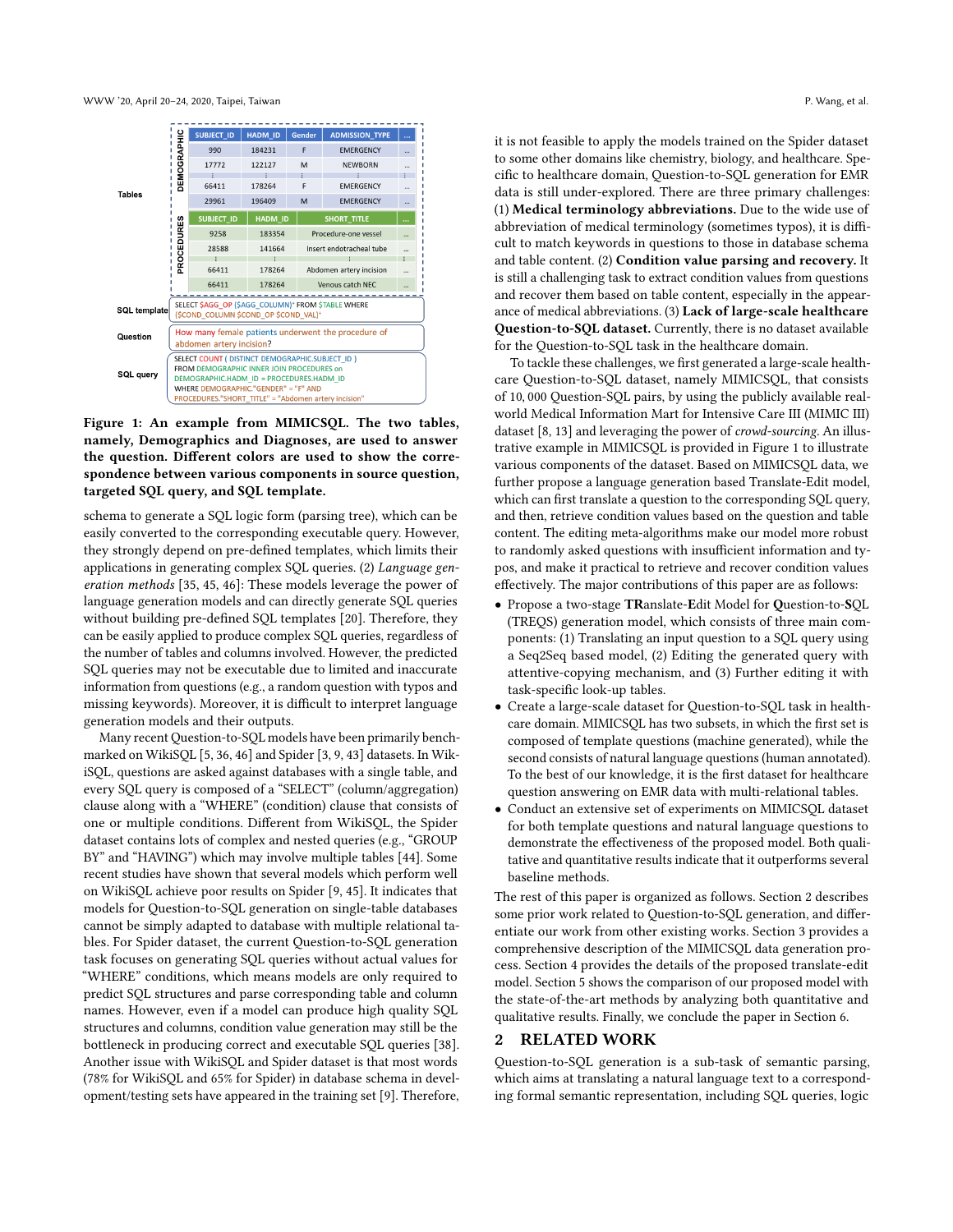| | | | | | |
|---|---|---|---|---|---|
| Tables | DEMOGRAPHIC | SUBJECT_ID | HADM_ID | Gender | ADMISSION_TYPE | ... |
| | | 990 | 184231 | F | EMERGENCY | ... |
| | | 17772 | 122127 | M | NEWBORN | ... |
| | | ⋮ | ⋮ | ⋮ | ⋮ | ⋮ |
| | | 66411 | 178264 | F | EMERGENCY | ... |
| | | 29961 | 196409 | M | EMERGENCY | ... |
| | PROCEDURES | SUBJECT_ID | HADM_ID | SHORT_TITLE | ... | |
| | | 9258 | 183354 | Procedure-one vessel | ... | |
| | | 28588 | 141664 | Insert endotracheal tube | ... | |
| | | ⋮ | ⋮ | ⋮ | ⋮ | |
| | | 66411 | 178264 | Abdomen artery incision | ... | |
| | | 66411 | 178264 | Venous catch NEC | ... | |

SQL template: SELECT $AGG_OP ($AGG_COLUMN)* FROM $TABLE WHERE ($COND_COLUMN $COND_OP $COND_VAL)*

Question: How many female patients underwent the procedure of abdomen artery incision?

SQL query: SELECT COUNT ( DISTINCT DEMOGRAPHIC.SUBJECT_ID ) FROM DEMOGRAPHIC INNER JOIN PROCEDURES on DEMOGRAPHIC.HADM_ID = PROCEDURES.HADM_ID WHERE DEMOGRAPHIC."GENDER" = "F" AND PROCEDURES."SHORT_TITLE" = "Abdomen artery incision"

**Figure 1: An example from MIMICSQL. The two tables, namely, Demographics and Diagnoses, are used to answer the question. Different colors are used to show the correspondence between various components in source question, targeted SQL query, and SQL template.**

schema to generate a SQL logic form (parsing tree), which can be easily converted to the corresponding executable query. However, they strongly depend on pre-defined templates, which limits their applications in generating complex SQL queries. (2) *Language generation methods* [35, 45, 46]: These models leverage the power of language generation models and can directly generate SQL queries without building pre-defined SQL templates [20]. Therefore, they can be easily applied to produce complex SQL queries, regardless of the number of tables and columns involved. However, the predicted SQL queries may not be executable due to limited and inaccurate information from questions (e.g., a random question with typos and missing keywords). Moreover, it is difficult to interpret language generation models and their outputs.

Many recent Question-to-SQL models have been primarily benchmarked on WikiSQL [5, 36, 46] and Spider [3, 9, 43] datasets. In WikiSQL, questions are asked against databases with a single table, and every SQL query is composed of a "SELECT" (column/aggregation) clause along with a "WHERE" (condition) clause that consists of one or multiple conditions. Different from WikiSQL, the Spider dataset contains lots of complex and nested queries (e.g., "GROUP BY" and "HAVING") which may involve multiple tables [44]. Some recent studies have shown that several models which perform well on WikiSQL achieve poor results on Spider [9, 45]. It indicates that models for Question-to-SQL generation on single-table databases cannot be simply adapted to database with multiple relational tables. For Spider dataset, the current Question-to-SQL generation task focuses on generating SQL queries without actual values for "WHERE" conditions, which means models are only required to predict SQL structures and parse corresponding table and column names. However, even if a model can produce high quality SQL structures and columns, condition value generation may still be the bottleneck in producing correct and executable SQL queries [38]. Another issue with WikiSQL and Spider dataset is that most words (78% for WikiSQL and 65% for Spider) in database schema in development/testing sets have appeared in the training set [9]. Therefore, it is not feasible to apply the models trained on the Spider dataset to some other domains like chemistry, biology, and healthcare. Specific to healthcare domain, Question-to-SQL generation for EMR data is still under-explored. There are three primary challenges: (1) **Medical terminology abbreviations.** Due to the wide use of abbreviation of medical terminology (sometimes typos), it is difficult to match keywords in questions to those in database schema and table content. (2) **Condition value parsing and recovery.** It is still a challenging task to extract condition values from questions and recover them based on table content, especially in the appearance of medical abbreviations. (3) **Lack of large-scale healthcare Question-to-SQL dataset.** Currently, there is no dataset available for the Question-to-SQL task in the healthcare domain.

To tackle these challenges, we first generated a large-scale healthcare Question-to-SQL dataset, namely MIMICSQL, that consists of 10,000 Question-SQL pairs, by using the publicly available real-world Medical Information Mart for Intensive Care III (MIMIC III) dataset [8, 13] and leveraging the power of *crowd-sourcing*. An illustrative example in MIMICSQL is provided in Figure 1 to illustrate various components of the dataset. Based on MIMICSQL data, we further propose a language generation based Translate-Edit model, which can first translate a question to the corresponding SQL query, and then, retrieve condition values based on the question and table content. The editing meta-algorithms make our model more robust to randomly asked questions with insufficient information and typos, and make it practical to retrieve and recover condition values effectively. The major contributions of this paper are as follows:

- Propose a two-stage **TR**anslate-**E**dit Model for **Q**uestion-to-**S**QL (TREQS) generation model, which consists of three main components: (1) Translating an input question to a SQL query using a Seq2Seq based model, (2) Editing the generated query with attentive-copying mechanism, and (3) Further editing it with task-specific look-up tables.
- Create a large-scale dataset for Question-to-SQL task in healthcare domain. MIMICSQL has two subsets, in which the first set is composed of template questions (machine generated), while the second consists of natural language questions (human annotated). To the best of our knowledge, it is the first dataset for healthcare question answering on EMR data with multi-relational tables.
- Conduct an extensive set of experiments on MIMICSQL dataset for both template questions and natural language questions to demonstrate the effectiveness of the proposed model. Both qualitative and quantitative results indicate that it outperforms several baseline methods.

The rest of this paper is organized as follows. Section 2 describes some prior work related to Question-to-SQL generation, and differentiate our work from other existing works. Section 3 provides a comprehensive description of the MIMICSQL data generation process. Section 4 provides the details of the proposed translate-edit model. Section 5 shows the comparison of our proposed model with the state-of-the-art methods by analyzing both quantitative and qualitative results. Finally, we conclude the paper in Section 6.

## 2 RELATED WORK

Question-to-SQL generation is a sub-task of semantic parsing, which aims at translating a natural language text to a corresponding formal semantic representation, including SQL queries, logic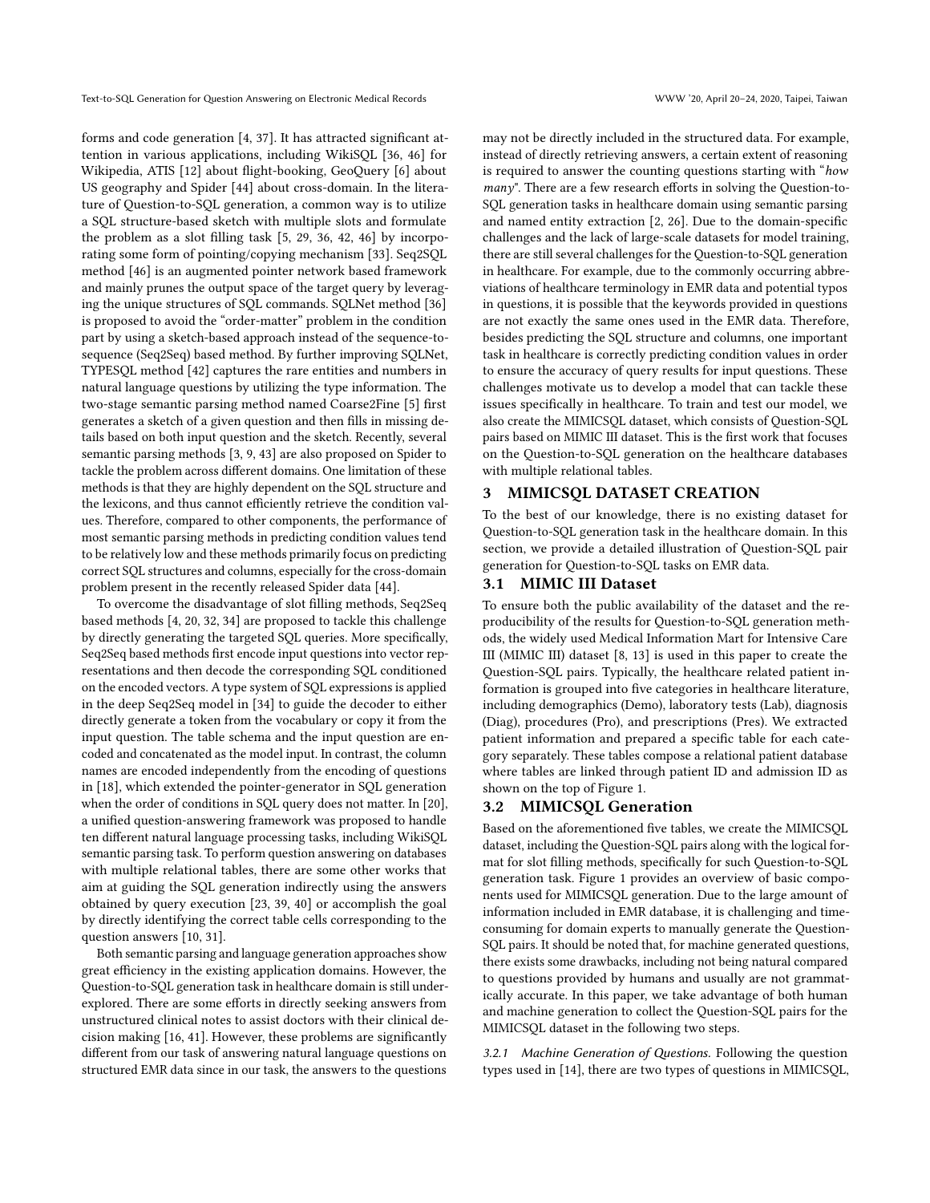forms and code generation [4, 37]. It has attracted significant attention in various applications, including WikiSQL [36, 46] for Wikipedia, ATIS [12] about flight-booking, GeoQuery [6] about US geography and Spider [44] about cross-domain. In the literature of Question-to-SQL generation, a common way is to utilize a SQL structure-based sketch with multiple slots and formulate the problem as a slot filling task [5, 29, 36, 42, 46] by incorporating some form of pointing/copying mechanism [33]. Seq2SQL method [46] is an augmented pointer network based framework and mainly prunes the output space of the target query by leveraging the unique structures of SQL commands. SQLNet method [36] is proposed to avoid the "order-matter" problem in the condition part by using a sketch-based approach instead of the sequence-to-sequence (Seq2Seq) based method. By further improving SQLNet, TYPESQL method [42] captures the rare entities and numbers in natural language questions by utilizing the type information. The two-stage semantic parsing method named Coarse2Fine [5] first generates a sketch of a given question and then fills in missing details based on both input question and the sketch. Recently, several semantic parsing methods [3, 9, 43] are also proposed on Spider to tackle the problem across different domains. One limitation of these methods is that they are highly dependent on the SQL structure and the lexicons, and thus cannot efficiently retrieve the condition values. Therefore, compared to other components, the performance of most semantic parsing methods in predicting condition values tend to be relatively low and these methods primarily focus on predicting correct SQL structures and columns, especially for the cross-domain problem present in the recently released Spider data [44].

To overcome the disadvantage of slot filling methods, Seq2Seq based methods [4, 20, 32, 34] are proposed to tackle this challenge by directly generating the targeted SQL queries. More specifically, Seq2Seq based methods first encode input questions into vector representations and then decode the corresponding SQL conditioned on the encoded vectors. A type system of SQL expressions is applied in the deep Seq2Seq model in [34] to guide the decoder to either directly generate a token from the vocabulary or copy it from the input question. The table schema and the input question are encoded and concatenated as the model input. In contrast, the column names are encoded independently from the encoding of questions in [18], which extended the pointer-generator in SQL generation when the order of conditions in SQL query does not matter. In [20], a unified question-answering framework was proposed to handle ten different natural language processing tasks, including WikiSQL semantic parsing task. To perform question answering on databases with multiple relational tables, there are some other works that aim at guiding the SQL generation indirectly using the answers obtained by query execution [23, 39, 40] or accomplish the goal by directly identifying the correct table cells corresponding to the question answers [10, 31].

Both semantic parsing and language generation approaches show great efficiency in the existing application domains. However, the Question-to-SQL generation task in healthcare domain is still under-explored. There are some efforts in directly seeking answers from unstructured clinical notes to assist doctors with their clinical decision making [16, 41]. However, these problems are significantly different from our task of answering natural language questions on structured EMR data since in our task, the answers to the questions may not be directly included in the structured data. For example, instead of directly retrieving answers, a certain extent of reasoning is required to answer the counting questions starting with "*how many*". There are a few research efforts in solving the Question-to-SQL generation tasks in healthcare domain using semantic parsing and named entity extraction [2, 26]. Due to the domain-specific challenges and the lack of large-scale datasets for model training, there are still several challenges for the Question-to-SQL generation in healthcare. For example, due to the commonly occurring abbreviations of healthcare terminology in EMR data and potential typos in questions, it is possible that the keywords provided in questions are not exactly the same ones used in the EMR data. Therefore, besides predicting the SQL structure and columns, one important task in healthcare is correctly predicting condition values in order to ensure the accuracy of query results for input questions. These challenges motivate us to develop a model that can tackle these issues specifically in healthcare. To train and test our model, we also create the MIMICSQL dataset, which consists of Question-SQL pairs based on MIMIC III dataset. This is the first work that focuses on the Question-to-SQL generation on the healthcare databases with multiple relational tables.

## 3 MIMICSQL DATASET CREATION

To the best of our knowledge, there is no existing dataset for Question-to-SQL generation task in the healthcare domain. In this section, we provide a detailed illustration of Question-SQL pair generation for Question-to-SQL tasks on EMR data.

### 3.1 MIMIC III Dataset

To ensure both the public availability of the dataset and the reproducibility of the results for Question-to-SQL generation methods, the widely used Medical Information Mart for Intensive Care III (MIMIC III) dataset [8, 13] is used in this paper to create the Question-SQL pairs. Typically, the healthcare related patient information is grouped into five categories in healthcare literature, including demographics (Demo), laboratory tests (Lab), diagnosis (Diag), procedures (Pro), and prescriptions (Pres). We extracted patient information and prepared a specific table for each category separately. These tables compose a relational patient database where tables are linked through patient ID and admission ID as shown on the top of Figure 1.

### 3.2 MIMICSQL Generation

Based on the aforementioned five tables, we create the MIMICSQL dataset, including the Question-SQL pairs along with the logical format for slot filling methods, specifically for such Question-to-SQL generation task. Figure 1 provides an overview of basic components used for MIMICSQL generation. Due to the large amount of information included in EMR database, it is challenging and time-consuming for domain experts to manually generate the Question-SQL pairs. It should be noted that, for machine generated questions, there exists some drawbacks, including not being natural compared to questions provided by humans and usually are not grammatically accurate. In this paper, we take advantage of both human and machine generation to collect the Question-SQL pairs for the MIMICSQL dataset in the following two steps.

#### 3.2.1 Machine Generation of Questions.

Following the question types used in [14], there are two types of questions in MIMICSQL,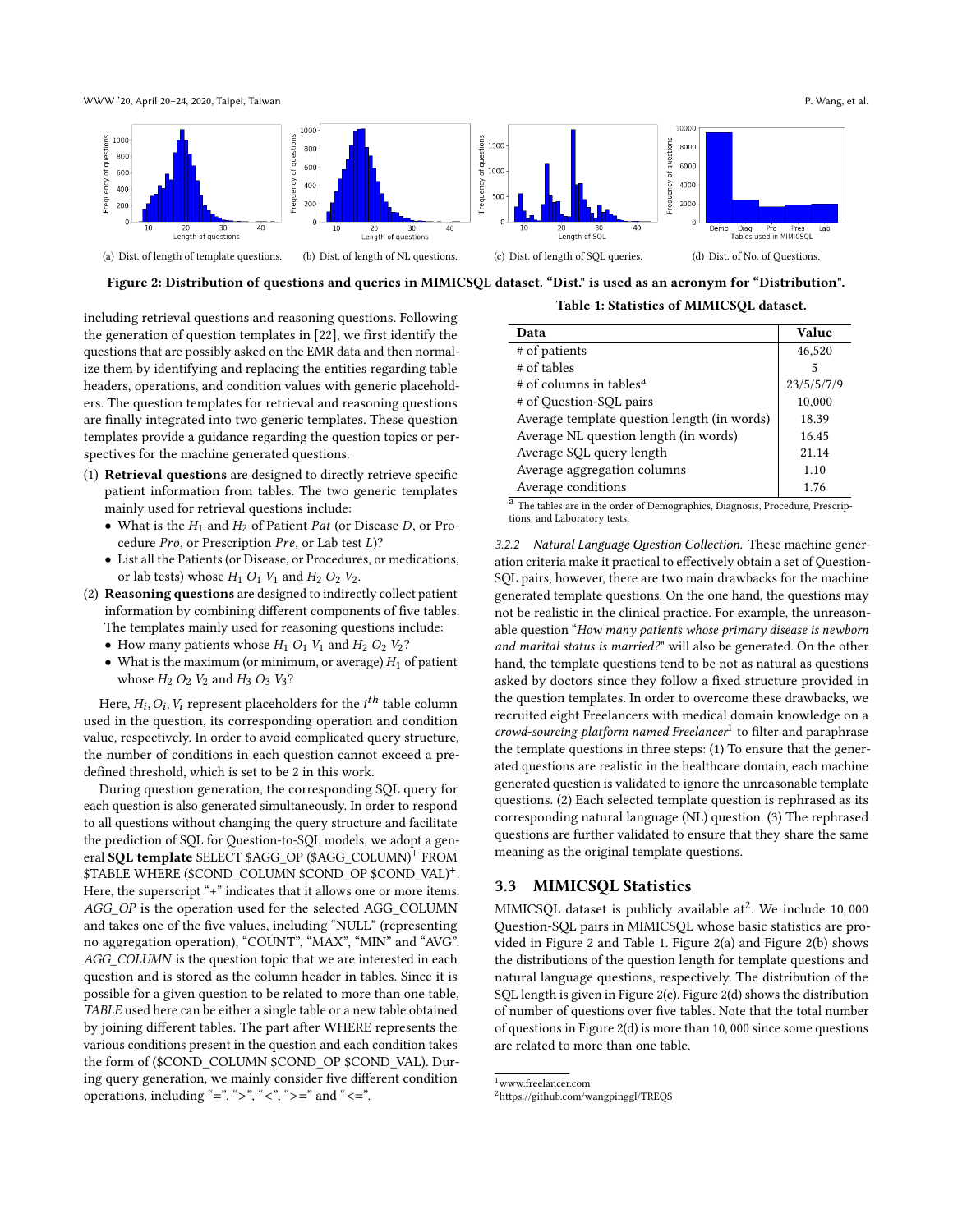(a) Dist. of length of template questions. (b) Dist. of length of NL questions. (c) Dist. of length of SQL queries. (d) Dist. of No. of Questions.

**Figure 2: Distribution of questions and queries in MIMICSQL dataset. "Dist." is used as an acronym for "Distribution".**

including retrieval questions and reasoning questions. Following the generation of question templates in [22], we first identify the questions that are possibly asked on the EMR data and then normalize them by identifying and replacing the entities regarding table headers, operations, and condition values with generic placeholders. The question templates for retrieval and reasoning questions are finally integrated into two generic templates. These question templates provide a guidance regarding the question topics or perspectives for the machine generated questions.

1. **Retrieval questions** are designed to directly retrieve specific patient information from tables. The two generic templates mainly used for retrieval questions include:
   - What is the $H_1$ and $H_2$ of Patient $Pat$ (or Disease $D$, or Procedure $Pro$, or Prescription $Pre$, or Lab test $L$)?
   - List all the Patients (or Disease, or Procedures, or medications, or lab tests) whose $H_1$ $O_1$ $V_1$ and $H_2$ $O_2$ $V_2$.
2. **Reasoning questions** are designed to indirectly collect patient information by combining different components of five tables. The templates mainly used for reasoning questions include:
   - How many patients whose $H_1$ $O_1$ $V_1$ and $H_2$ $O_2$ $V_2$?
   - What is the maximum (or minimum, or average) $H_1$ of patient whose $H_2$ $O_2$ $V_2$ and $H_3$ $O_3$ $V_3$?

Here, $H_i, O_i, V_i$ represent placeholders for the $i^{th}$ table column used in the question, its corresponding operation and condition value, respectively. In order to avoid complicated query structure, the number of conditions in each question cannot exceed a predefined threshold, which is set to be 2 in this work.

During question generation, the corresponding SQL query for each question is also generated simultaneously. In order to respond to all questions without changing the query structure and facilitate the prediction of SQL for Question-to-SQL models, we adopt a general **SQL template** SELECT $AGG_OP ($AGG_COLUMN)$^+$ FROM $TABLE WHERE ($COND_COLUMN $COND_OP $COND_VAL)$^+$. Here, the superscript "+" indicates that it allows one or more items. *AGG_OP* is the operation used for the selected AGG_COLUMN and takes one of the five values, including "NULL" (representing no aggregation operation), "COUNT", "MAX", "MIN" and "AVG". *AGG_COLUMN* is the question topic that we are interested in each question and is stored as the column header in tables. Since it is possible for a given question to be related to more than one table, *TABLE* used here can be either a single table or a new table obtained by joining different tables. The part after WHERE represents the various conditions present in the question and each condition takes the form of ($COND_COLUMN $COND_OP $COND_VAL). During query generation, we mainly consider five different condition operations, including "=", ">", "<", ">=" and "<=".

**Table 1: Statistics of MIMICSQL dataset.**

| Data | Value |
|---|---|
| # of patients | 46,520 |
| # of tables | 5 |
| # of columns in tables[a] | 23/5/5/7/9 |
| # of Question-SQL pairs | 10,000 |
| Average template question length (in words) | 18.39 |
| Average NL question length (in words) | 16.45 |
| Average SQL query length | 21.14 |
| Average aggregation columns | 1.10 |
| Average conditions | 1.76 |

[a] The tables are in the order of Demographics, Diagnosis, Procedure, Prescriptions, and Laboratory tests.

*3.2.2 Natural Language Question Collection.* These machine generation criteria make it practical to effectively obtain a set of Question-SQL pairs, however, there are two main drawbacks for the machine generated template questions. On the one hand, the questions may not be realistic in the clinical practice. For example, the unreasonable question "*How many patients whose primary disease is newborn and marital status is married?*" will also be generated. On the other hand, the template questions tend to be not as natural as questions asked by doctors since they follow a fixed structure provided in the question templates. In order to overcome these drawbacks, we recruited eight Freelancers with medical domain knowledge on a *crowd-sourcing platform named Freelancer*[1] to filter and paraphrase the template questions in three steps: (1) To ensure that the generated questions are realistic in the healthcare domain, each machine generated question is validated to ignore the unreasonable template questions. (2) Each selected template question is rephrased as its corresponding natural language (NL) question. (3) The rephrased questions are further validated to ensure that they share the same meaning as the original template questions.

### 3.3 MIMICSQL Statistics

MIMICSQL dataset is publicly available at[2]. We include 10,000 Question-SQL pairs in MIMICSQL whose basic statistics are provided in Figure 2 and Table 1. Figure 2(a) and Figure 2(b) shows the distributions of the question length for template questions and natural language questions, respectively. The distribution of the SQL length is given in Figure 2(c). Figure 2(d) shows the distribution of number of questions over five tables. Note that the total number of questions in Figure 2(d) is more than 10,000 since some questions are related to more than one table.

[1] www.freelancer.com

[2] https://github.com/wangpinggl/TREQS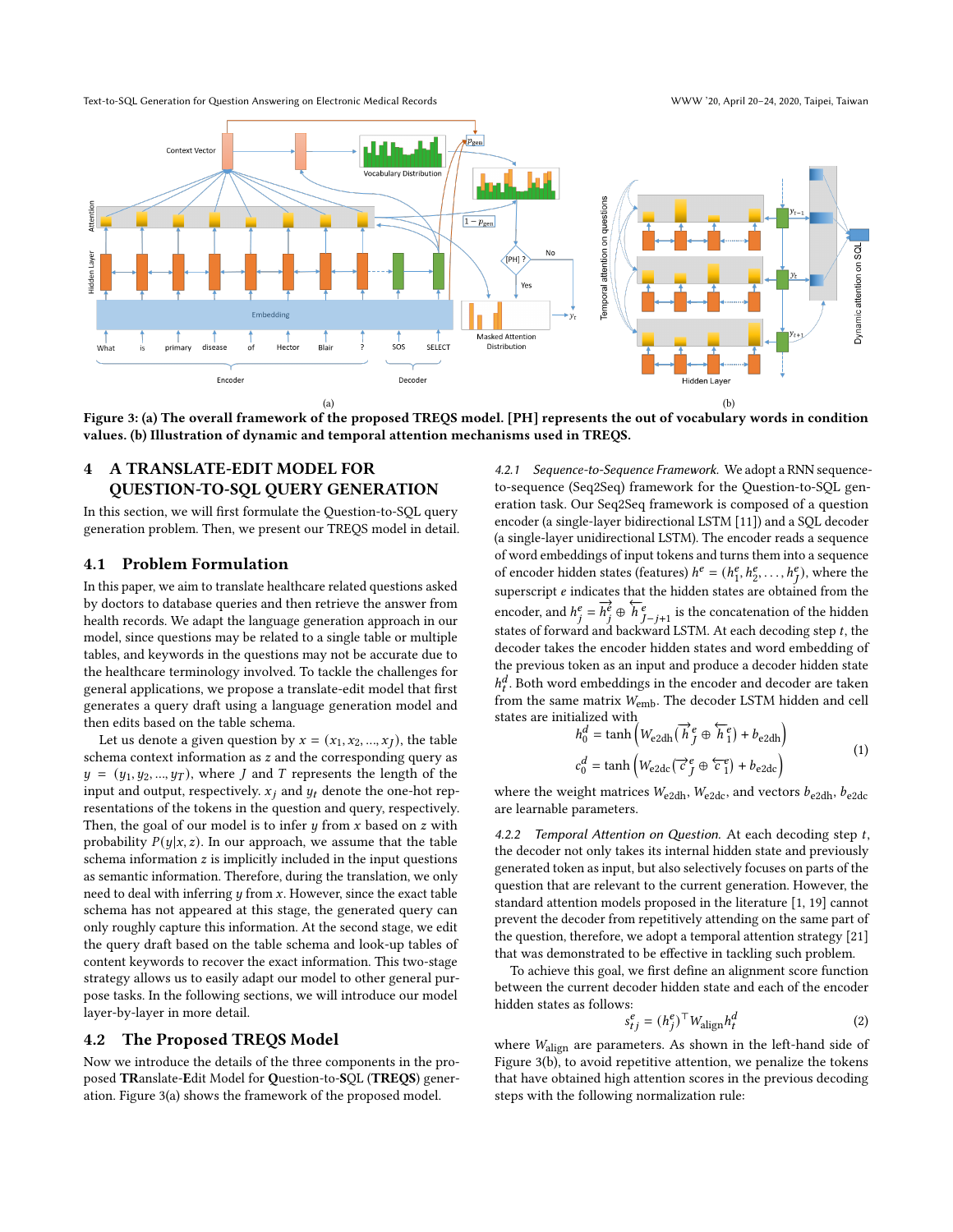Figure 3: (a) The overall framework of the proposed TREQS model. [PH] represents the out of vocabulary words in condition values. (b) Illustration of dynamic and temporal attention mechanisms used in TREQS.

## 4 A TRANSLATE-EDIT MODEL FOR QUESTION-TO-SQL QUERY GENERATION

In this section, we will first formulate the Question-to-SQL query generation problem. Then, we present our TREQS model in detail.

### 4.1 Problem Formulation

In this paper, we aim to translate healthcare related questions asked by doctors to database queries and then retrieve the answer from health records. We adapt the language generation approach in our model, since questions may be related to a single table or multiple tables, and keywords in the questions may not be accurate due to the healthcare terminology involved. To tackle the challenges for general applications, we propose a translate-edit model that first generates a query draft using a language generation model and then edits based on the table schema.

Let us denote a given question by $x = (x_1, x_2, ..., x_J)$, the table schema context information as $z$ and the corresponding query as $y = (y_1, y_2, ..., y_T)$, where $J$ and $T$ represents the length of the input and output, respectively. $x_j$ and $y_t$ denote the one-hot representations of the tokens in the question and query, respectively. Then, the goal of our model is to infer $y$ from $x$ based on $z$ with probability $P(y|x, z)$. In our approach, we assume that the table schema information $z$ is implicitly included in the input questions as semantic information. Therefore, during the translation, we only need to deal with inferring $y$ from $x$. However, since the exact table schema has not appeared at this stage, the generated query can only roughly capture this information. At the second stage, we edit the query draft based on the table schema and look-up tables of content keywords to recover the exact information. This two-stage strategy allows us to easily adapt our model to other general purpose tasks. In the following sections, we will introduce our model layer-by-layer in more detail.

### 4.2 The Proposed TREQS Model

Now we introduce the details of the three components in the proposed **TR**anslate-**E**dit Model for **Q**uestion-to-**S**QL (**TREQS**) generation. Figure 3(a) shows the framework of the proposed model.

*4.2.1 Sequence-to-Sequence Framework.* We adopt a RNN sequence-to-sequence (Seq2Seq) framework for the Question-to-SQL generation task. Our Seq2Seq framework is composed of a question encoder (a single-layer bidirectional LSTM [11]) and a SQL decoder (a single-layer unidirectional LSTM). The encoder reads a sequence of word embeddings of input tokens and turns them into a sequence of encoder hidden states (features) $h^e = (h_1^e, h_2^e, \ldots, h_J^e)$, where the superscript $e$ indicates that the hidden states are obtained from the encoder, and $h_j^e = \overrightarrow{h}_j^e \oplus \overleftarrow{h}_{J-j+1}^e$ is the concatenation of the hidden states of forward and backward LSTM. At each decoding step $t$, the decoder takes the encoder hidden states and word embedding of the previous token as an input and produce a decoder hidden state $h_t^d$. Both word embeddings in the encoder and decoder are taken from the same matrix $W_{\text{emb}}$. The decoder LSTM hidden and cell states are initialized with

$$
\begin{aligned}
h_0^d &= \tanh\left(W_{\text{e2dh}}(\overrightarrow{h}_J^e \oplus \overleftarrow{h}_1^e) + b_{\text{e2dh}}\right) \\
c_0^d &= \tanh\left(W_{\text{e2dc}}(\overrightarrow{c}_J^e \oplus \overleftarrow{c}_1^e) + b_{\text{e2dc}}\right)
\end{aligned}
\tag{1}
$$

where the weight matrices $W_{\text{e2dh}}$, $W_{\text{e2dc}}$, and vectors $b_{\text{e2dh}}$, $b_{\text{e2dc}}$ are learnable parameters.

*4.2.2 Temporal Attention on Question.* At each decoding step $t$, the decoder not only takes its internal hidden state and previously generated token as input, but also selectively focuses on parts of the question that are relevant to the current generation. However, the standard attention models proposed in the literature [1, 19] cannot prevent the decoder from repetitively attending on the same part of the question, therefore, we adopt a temporal attention strategy [21] that was demonstrated to be effective in tackling such problem.

To achieve this goal, we first define an alignment score function between the current decoder hidden state and each of the encoder hidden states as follows:

$$
s_{tj}^e = (h_j^e)^\top W_{\text{align}} h_t^d \tag{2}
$$

where $W_{\text{align}}$ are parameters. As shown in the left-hand side of Figure 3(b), to avoid repetitive attention, we penalize the tokens that have obtained high attention scores in the previous decoding steps with the following normalization rule: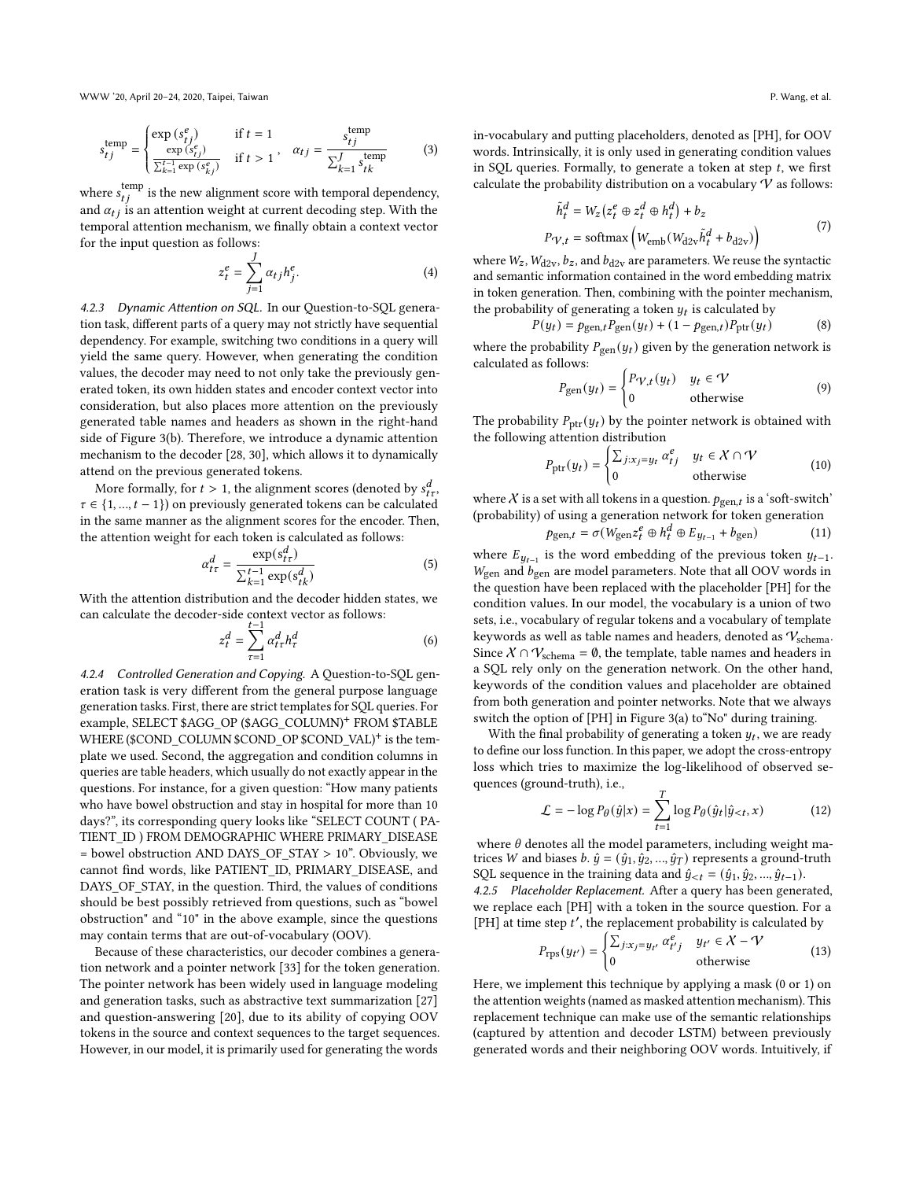$$
s_{tj}^{\text{temp}} = \begin{cases} \exp(s_{tj}^e) & \text{if } t = 1 \\ \frac{\exp(s_{tj}^e)}{\sum_{k=1}^{t-1} \exp(s_{kj}^e)} & \text{if } t > 1 \end{cases}, \quad \alpha_{tj} = \frac{s_{tj}^{\text{temp}}}{\sum_{k=1}^{J} s_{tk}^{\text{temp}}} \tag{3}
$$

where $s_{tj}^{\text{temp}}$ is the new alignment score with temporal dependency, and $\alpha_{tj}$ is an attention weight at current decoding step. With the temporal attention mechanism, we finally obtain a context vector for the input question as follows:

$$
z_t^e = \sum_{j=1}^{J} \alpha_{tj} h_j^e. \tag{4}
$$

#### 4.2.3 Dynamic Attention on SQL.

In our Question-to-SQL generation task, different parts of a query may not strictly have sequential dependency. For example, switching two conditions in a query will yield the same query. However, when generating the condition values, the decoder may need to not only take the previously generated token, its own hidden states and encoder context vector into consideration, but also places more attention on the previously generated table names and headers as shown in the right-hand side of Figure 3(b). Therefore, we introduce a dynamic attention mechanism to the decoder [28, 30], which allows it to dynamically attend on the previous generated tokens.

More formally, for $t > 1$, the alignment scores (denoted by $s_{t\tau}^d$, $\tau \in \{1, ..., t-1\}$) on previously generated tokens can be calculated in the same manner as the alignment scores for the encoder. Then, the attention weight for each token is calculated as follows:

$$
\alpha_{t\tau}^d = \frac{\exp(s_{t\tau}^d)}{\sum_{k=1}^{t-1} \exp(s_{tk}^d)} \tag{5}
$$

With the attention distribution and the decoder hidden states, we can calculate the decoder-side context vector as follows:

$$
z_t^d = \sum_{\tau=1}^{t-1} \alpha_{t\tau}^d h_\tau^d \tag{6}
$$

#### 4.2.4 Controlled Generation and Copying.

A Question-to-SQL generation task is very different from the general purpose language generation tasks. First, there are strict templates for SQL queries. For example, SELECT $AGG_OP ($AGG_COLUMN)+ FROM $TABLE WHERE ($COND_COLUMN $COND_OP $COND_VAL)+ is the template we used. Second, the aggregation and condition columns in queries are table headers, which usually do not exactly appear in the questions. For instance, for a given question: "How many patients who have bowel obstruction and stay in hospital for more than 10 days?", its corresponding query looks like "SELECT COUNT ( PATIENT_ID ) FROM DEMOGRAPHIC WHERE PRIMARY_DISEASE = bowel obstruction AND DAYS_OF_STAY > 10". Obviously, we cannot find words, like PATIENT_ID, PRIMARY_DISEASE, and DAYS_OF_STAY, in the question. Third, the values of conditions should be best possibly retrieved from questions, such as "bowel obstruction" and "10" in the above example, since the questions may contain terms that are out-of-vocabulary (OOV).

Because of these characteristics, our decoder combines a generation network and a pointer network [33] for the token generation. The pointer network has been widely used in language modeling and generation tasks, such as abstractive text summarization [27] and question-answering [20], due to its ability of copying OOV tokens in the source and context sequences to the target sequences. However, in our model, it is primarily used for generating the words in-vocabulary and putting placeholders, denoted as [PH], for OOV words. Intrinsically, it is only used in generating condition values in SQL queries. Formally, to generate a token at step $t$, we first calculate the probability distribution on a vocabulary $\mathcal{V}$ as follows:

$$
\begin{aligned}
\tilde{h}_t^d &= W_z(z_t^e \oplus z_t^d \oplus h_t^d) + b_z \\
P_{\mathcal{V},t} &= \text{softmax}\left(W_{\text{emb}}(W_{\text{d2v}}\tilde{h}_t^d + b_{\text{d2v}})\right)
\end{aligned} \tag{7}
$$

where $W_z, W_{\text{d2v}}, b_z$, and $b_{\text{d2v}}$ are parameters. We reuse the syntactic and semantic information contained in the word embedding matrix in token generation. Then, combining with the pointer mechanism, the probability of generating a token $y_t$ is calculated by

$$
P(y_t) = p_{\text{gen},t} P_{\text{gen}}(y_t) + (1 - p_{\text{gen},t}) P_{\text{ptr}}(y_t) \tag{8}
$$

where the probability $P_{\text{gen}}(y_t)$ given by the generation network is calculated as follows:

$$
P_{\text{gen}}(y_t) = \begin{cases} P_{\mathcal{V},t}(y_t) & y_t \in \mathcal{V} \\ 0 & \text{otherwise} \end{cases} \tag{9}
$$

The probability $P_{\text{ptr}}(y_t)$ by the pointer network is obtained with the following attention distribution

$$
P_{\text{ptr}}(y_t) = \begin{cases} \sum_{j:x_j=y_t} \alpha_{tj}^e & y_t \in \mathcal{X} \cap \mathcal{V} \\ 0 & \text{otherwise} \end{cases} \tag{10}
$$

where $\mathcal{X}$ is a set with all tokens in a question. $p_{\text{gen},t}$ is a 'soft-switch' (probability) of using a generation network for token generation

$$
p_{\text{gen},t} = \sigma(W_{\text{gen}} z_t^e \oplus h_t^d \oplus E_{y_{t-1}} + b_{\text{gen}}) \tag{11}
$$

where $E_{y_{t-1}}$ is the word embedding of the previous token $y_{t-1}$. $W_{\text{gen}}$ and $b_{\text{gen}}$ are model parameters. Note that all OOV words in the question have been replaced with the placeholder [PH] for the condition values. In our model, the vocabulary is a union of two sets, i.e., vocabulary of regular tokens and a vocabulary of template keywords as well as table names and headers, denoted as $\mathcal{V}_{\text{schema}}$. Since $\mathcal{X} \cap \mathcal{V}_{\text{schema}} = \emptyset$, the template, table names and headers in a SQL rely only on the generation network. On the other hand, keywords of the condition values and placeholder are obtained from both generation and pointer networks. Note that we always switch the option of [PH] in Figure 3(a) to"No" during training.

With the final probability of generating a token $y_t$, we are ready to define our loss function. In this paper, we adopt the cross-entropy loss which tries to maximize the log-likelihood of observed sequences (ground-truth), i.e.,

$$
\mathcal{L} = -\log P_\theta(\hat{y}|x) = \sum_{t=1}^{T} \log P_\theta(\hat{y}_t|\hat{y}_{<t}, x) \tag{12}
$$

where $\theta$ denotes all the model parameters, including weight matrices $W$ and biases $b$. $\hat{y} = (\hat{y}_1, \hat{y}_2, ..., \hat{y}_T)$ represents a ground-truth SQL sequence in the training data and $\hat{y}_{<t} = (\hat{y}_1, \hat{y}_2, ..., \hat{y}_{t-1})$.

#### 4.2.5 Placeholder Replacement.

After a query has been generated, we replace each [PH] with a token in the source question. For a [PH] at time step $t'$, the replacement probability is calculated by

$$
P_{\text{rps}}(y_{t'}) = \begin{cases} \sum_{j:x_j=y_{t'}} \alpha_{t'j}^e & y_{t'} \in \mathcal{X} - \mathcal{V} \\ 0 & \text{otherwise} \end{cases} \tag{13}
$$

Here, we implement this technique by applying a mask (0 or 1) on the attention weights (named as masked attention mechanism). This replacement technique can make use of the semantic relationships (captured by attention and decoder LSTM) between previously generated words and their neighboring OOV words. Intuitively, if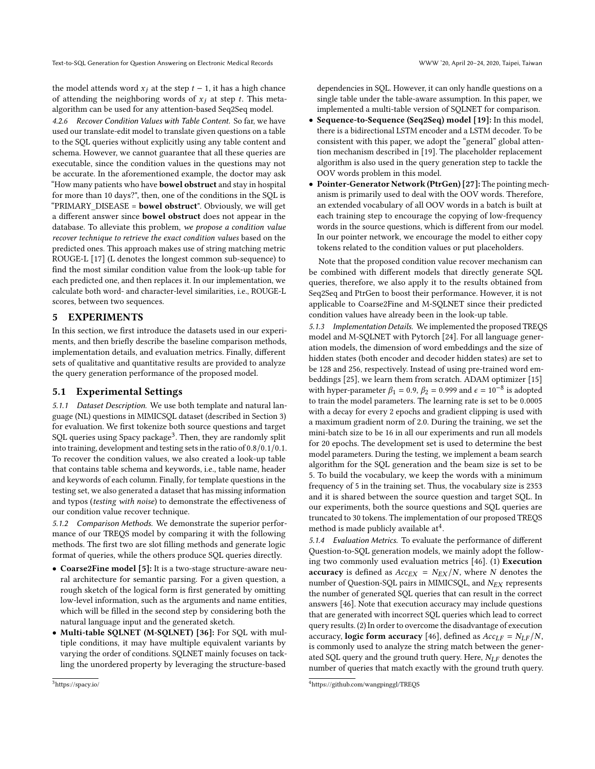the model attends word $x_j$ at the step $t-1$, it has a high chance of attending the neighboring words of $x_j$ at step $t$. This meta-algorithm can be used for any attention-based Seq2Seq model.

*4.2.6 Recover Condition Values with Table Content.* So far, we have used our translate-edit model to translate given questions on a table to the SQL queries without explicitly using any table content and schema. However, we cannot guarantee that all these queries are executable, since the condition values in the questions may not be accurate. In the aforementioned example, the doctor may ask "How many patients who have **bowel obstruct** and stay in hospital for more than 10 days?", then, one of the conditions in the SQL is "PRIMARY_DISEASE = **bowel obstruct**". Obviously, we will get a different answer since **bowel obstruct** does not appear in the database. To alleviate this problem, *we propose a condition value recover technique to retrieve the exact condition values* based on the predicted ones. This approach makes use of string matching metric ROUGE-L [17] (L denotes the longest common sub-sequence) to find the most similar condition value from the look-up table for each predicted one, and then replaces it. In our implementation, we calculate both word- and character-level similarities, i.e., ROUGE-L scores, between two sequences.

# 5 EXPERIMENTS

In this section, we first introduce the datasets used in our experiments, and then briefly describe the baseline comparison methods, implementation details, and evaluation metrics. Finally, different sets of qualitative and quantitative results are provided to analyze the query generation performance of the proposed model.

## 5.1 Experimental Settings

*5.1.1 Dataset Description.* We use both template and natural language (NL) questions in MIMICSQL dataset (described in Section 3) for evaluation. We first tokenize both source questions and target SQL queries using Spacy package[3]. Then, they are randomly split into training, development and testing sets in the ratio of 0.8/0.1/0.1. To recover the condition values, we also created a look-up table that contains table schema and keywords, i.e., table name, header and keywords of each column. Finally, for template questions in the testing set, we also generated a dataset that has missing information and typos (*testing with noise*) to demonstrate the effectiveness of our condition value recover technique.

*5.1.2 Comparison Methods.* We demonstrate the superior performance of our TREQS model by comparing it with the following methods. The first two are slot filling methods and generate logic format of queries, while the others produce SQL queries directly.

- **Coarse2Fine model [5]:** It is a two-stage structure-aware neural architecture for semantic parsing. For a given question, a rough sketch of the logical form is first generated by omitting low-level information, such as the arguments and name entities, which will be filled in the second step by considering both the natural language input and the generated sketch.
- **Multi-table SQLNET (M-SQLNET) [36]:** For SQL with multiple conditions, it may have multiple equivalent variants by varying the order of conditions. SQLNET mainly focuses on tackling the unordered property by leveraging the structure-based dependencies in SQL. However, it can only handle questions on a single table under the table-aware assumption. In this paper, we implemented a multi-table version of SQLNET for comparison.
- **Sequence-to-Sequence (Seq2Seq) model [19]:** In this model, there is a bidirectional LSTM encoder and a LSTM decoder. To be consistent with this paper, we adopt the "general" global attention mechanism described in [19]. The placeholder replacement algorithm is also used in the query generation step to tackle the OOV words problem in this model.
- **Pointer-Generator Network (PtrGen) [27]:** The pointing mechanism is primarily used to deal with the OOV words. Therefore, an extended vocabulary of all OOV words in a batch is built at each training step to encourage the copying of low-frequency words in the source questions, which is different from our model. In our pointer network, we encourage the model to either copy tokens related to the condition values or put placeholders.

Note that the proposed condition value recover mechanism can be combined with different models that directly generate SQL queries, therefore, we also apply it to the results obtained from Seq2Seq and PtrGen to boost their performance. However, it is not applicable to Coarse2Fine and M-SQLNET since their predicted condition values have already been in the look-up table.

*5.1.3 Implementation Details.* We implemented the proposed TREQS model and M-SQLNET with Pytorch [24]. For all language generation models, the dimension of word embeddings and the size of hidden states (both encoder and decoder hidden states) are set to be 128 and 256, respectively. Instead of using pre-trained word embeddings [25], we learn them from scratch. ADAM optimizer [15] with hyper-parameter $\beta_1 = 0.9$, $\beta_2 = 0.999$ and $\epsilon = 10^{-8}$ is adopted to train the model parameters. The learning rate is set to be 0.0005 with a decay for every 2 epochs and gradient clipping is used with a maximum gradient norm of 2.0. During the training, we set the mini-batch size to be 16 in all our experiments and run all models for 20 epochs. The development set is used to determine the best model parameters. During the testing, we implement a beam search algorithm for the SQL generation and the beam size is set to be 5. To build the vocabulary, we keep the words with a minimum frequency of 5 in the training set. Thus, the vocabulary size is 2353 and it is shared between the source question and target SQL. In our experiments, both the source questions and SQL queries are truncated to 30 tokens. The implementation of our proposed TREQS method is made publicly available at[4].

*5.1.4 Evaluation Metrics.* To evaluate the performance of different Question-to-SQL generation models, we mainly adopt the following two commonly used evaluation metrics [46]. (1) **Execution accuracy** is defined as $Acc_{EX} = N_{EX}/N$, where $N$ denotes the number of Question-SQL pairs in MIMICSQL, and $N_{EX}$ represents the number of generated SQL queries that can result in the correct answers [46]. Note that execution accuracy may include questions that are generated with incorrect SQL queries which lead to correct query results. (2) In order to overcome the disadvantage of execution accuracy, **logic form accuracy** [46], defined as $Acc_{LF} = N_{LF}/N$, is commonly used to analyze the string match between the generated SQL query and the ground truth query. Here, $N_{LF}$ denotes the number of queries that match exactly with the ground truth query.

[3] https://spacy.io/

[4] https://github.com/wangpinggl/TREQS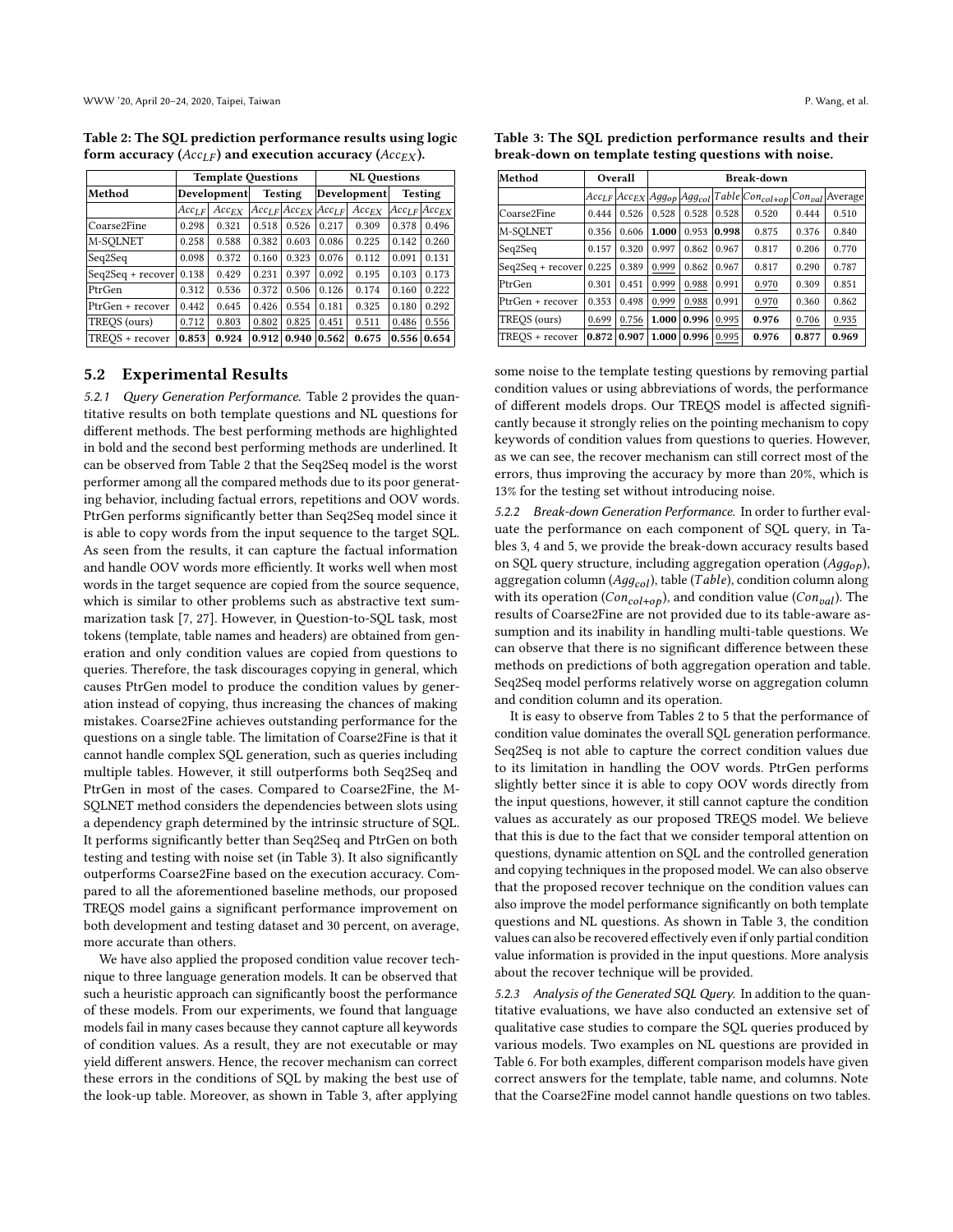**Table 2: The SQL prediction performance results using logic form accuracy ($Acc_{LF}$) and execution accuracy ($Acc_{EX}$).**

| Method | Template Questions | | | | NL Questions | | | |
|---|---|---|---|---|---|---|---|---|
| | Development | | Testing | | Development | | Testing | |
| | $Acc_{LF}$ | $Acc_{EX}$ | $Acc_{LF}$ | $Acc_{EX}$ | $Acc_{LF}$ | $Acc_{EX}$ | $Acc_{LF}$ | $Acc_{EX}$ |
| Coarse2Fine | 0.298 | 0.321 | 0.518 | 0.526 | 0.217 | 0.309 | 0.378 | 0.496 |
| M-SQLNET | 0.258 | 0.588 | 0.382 | 0.603 | 0.086 | 0.225 | 0.142 | 0.260 |
| Seq2Seq | 0.098 | 0.372 | 0.160 | 0.323 | 0.076 | 0.112 | 0.091 | 0.131 |
| Seq2Seq + recover | 0.138 | 0.429 | 0.231 | 0.397 | 0.092 | 0.195 | 0.103 | 0.173 |
| PtrGen | 0.312 | 0.536 | 0.372 | 0.506 | 0.126 | 0.174 | 0.160 | 0.222 |
| PtrGen + recover | 0.442 | 0.645 | 0.426 | 0.554 | 0.181 | 0.325 | 0.180 | 0.292 |
| TREQS (ours) | 0.712 | 0.803 | 0.802 | 0.825 | 0.451 | 0.511 | 0.486 | 0.556 |
| TREQS + recover | **0.853** | **0.924** | **0.912** | **0.940** | **0.562** | **0.675** | **0.556** | **0.654** |

**Table 3: The SQL prediction performance results and their break-down on template testing questions with noise.**

| Method | Overall | | Break-down | | | | | |
|---|---|---|---|---|---|---|---|---|
| | $Acc_{LF}$ | $Acc_{EX}$ | $Agg_{op}$ | $Agg_{col}$ | $Table$ | $Con_{col+op}$ | $Con_{val}$ | Average |
| Coarse2Fine | 0.444 | 0.526 | 0.528 | 0.528 | 0.528 | 0.520 | 0.444 | 0.510 |
| M-SQLNET | 0.356 | 0.606 | **1.000** | 0.953 | **0.998** | 0.875 | 0.376 | 0.840 |
| Seq2Seq | 0.157 | 0.320 | 0.997 | 0.862 | 0.967 | 0.817 | 0.206 | 0.770 |
| Seq2Seq + recover | 0.225 | 0.389 | 0.999 | 0.862 | 0.967 | 0.817 | 0.290 | 0.787 |
| PtrGen | 0.301 | 0.451 | 0.999 | 0.988 | 0.991 | 0.970 | 0.309 | 0.851 |
| PtrGen + recover | 0.353 | 0.498 | 0.999 | 0.988 | 0.991 | 0.970 | 0.360 | 0.862 |
| TREQS (ours) | 0.699 | 0.756 | **1.000** | **0.996** | 0.995 | **0.976** | 0.706 | 0.935 |
| TREQS + recover | **0.872** | **0.907** | **1.000** | **0.996** | 0.995 | **0.976** | **0.877** | **0.969** |

## 5.2 Experimental Results

*5.2.1 Query Generation Performance.* Table 2 provides the quantitative results on both template questions and NL questions for different methods. The best performing methods are highlighted in bold and the second best performing methods are underlined. It can be observed from Table 2 that the Seq2Seq model is the worst performer among all the compared methods due to its poor generating behavior, including factual errors, repetitions and OOV words. PtrGen performs significantly better than Seq2Seq model since it is able to copy words from the input sequence to the target SQL. As seen from the results, it can capture the factual information and handle OOV words more efficiently. It works well when most words in the target sequence are copied from the source sequence, which is similar to other problems such as abstractive text summarization task [7, 27]. However, in Question-to-SQL task, most tokens (template, table names and headers) are obtained from generation and only condition values are copied from questions to queries. Therefore, the task discourages copying in general, which causes PtrGen model to produce the condition values by generation instead of copying, thus increasing the chances of making mistakes. Coarse2Fine achieves outstanding performance for the questions on a single table. The limitation of Coarse2Fine is that it cannot handle complex SQL generation, such as queries including multiple tables. However, it still outperforms both Seq2Seq and PtrGen in most of the cases. Compared to Coarse2Fine, the M-SQLNET method considers the dependencies between slots using a dependency graph determined by the intrinsic structure of SQL. It performs significantly better than Seq2Seq and PtrGen on both testing and testing with noise set (in Table 3). It also significantly outperforms Coarse2Fine based on the execution accuracy. Compared to all the aforementioned baseline methods, our proposed TREQS model gains a significant performance improvement on both development and testing dataset and 30 percent, on average, more accurate than others.

We have also applied the proposed condition value recover technique to three language generation models. It can be observed that such a heuristic approach can significantly boost the performance of these models. From our experiments, we found that language models fail in many cases because they cannot capture all keywords of condition values. As a result, they are not executable or may yield different answers. Hence, the recover mechanism can correct these errors in the conditions of SQL by making the best use of the look-up table. Moreover, as shown in Table 3, after applying some noise to the template testing questions by removing partial condition values or using abbreviations of words, the performance of different models drops. Our TREQS model is affected significantly because it strongly relies on the pointing mechanism to copy keywords of condition values from questions to queries. However, as we can see, the recover mechanism can still correct most of the errors, thus improving the accuracy by more than 20%, which is 13% for the testing set without introducing noise.

*5.2.2 Break-down Generation Performance.* In order to further evaluate the performance on each component of SQL query, in Tables 3, 4 and 5, we provide the break-down accuracy results based on SQL query structure, including aggregation operation ($Agg_{op}$), aggregation column ($Agg_{col}$), table ($Table$), condition column along with its operation ($Con_{col+op}$), and condition value ($Con_{val}$). The results of Coarse2Fine are not provided due to its table-aware assumption and its inability in handling multi-table questions. We can observe that there is no significant difference between these methods on predictions of both aggregation operation and table. Seq2Seq model performs relatively worse on aggregation column and condition column and its operation.

It is easy to observe from Tables 2 to 5 that the performance of condition value dominates the overall SQL generation performance. Seq2Seq is not able to capture the correct condition values due to its limitation in handling the OOV words. PtrGen performs slightly better since it is able to copy OOV words directly from the input questions, however, it still cannot capture the condition values as accurately as our proposed TREQS model. We believe that this is due to the fact that we consider temporal attention on questions, dynamic attention on SQL and the controlled generation and copying techniques in the proposed model. We can also observe that the proposed recover technique on the condition values can also improve the model performance significantly on both template questions and NL questions. As shown in Table 3, the condition values can also be recovered effectively even if only partial condition value information is provided in the input questions. More analysis about the recover technique will be provided.

*5.2.3 Analysis of the Generated SQL Query.* In addition to the quantitative evaluations, we have also conducted an extensive set of qualitative case studies to compare the SQL queries produced by various models. Two examples on NL questions are provided in Table 6. For both examples, different comparison models have given correct answers for the template, table name, and columns. Note that the Coarse2Fine model cannot handle questions on two tables.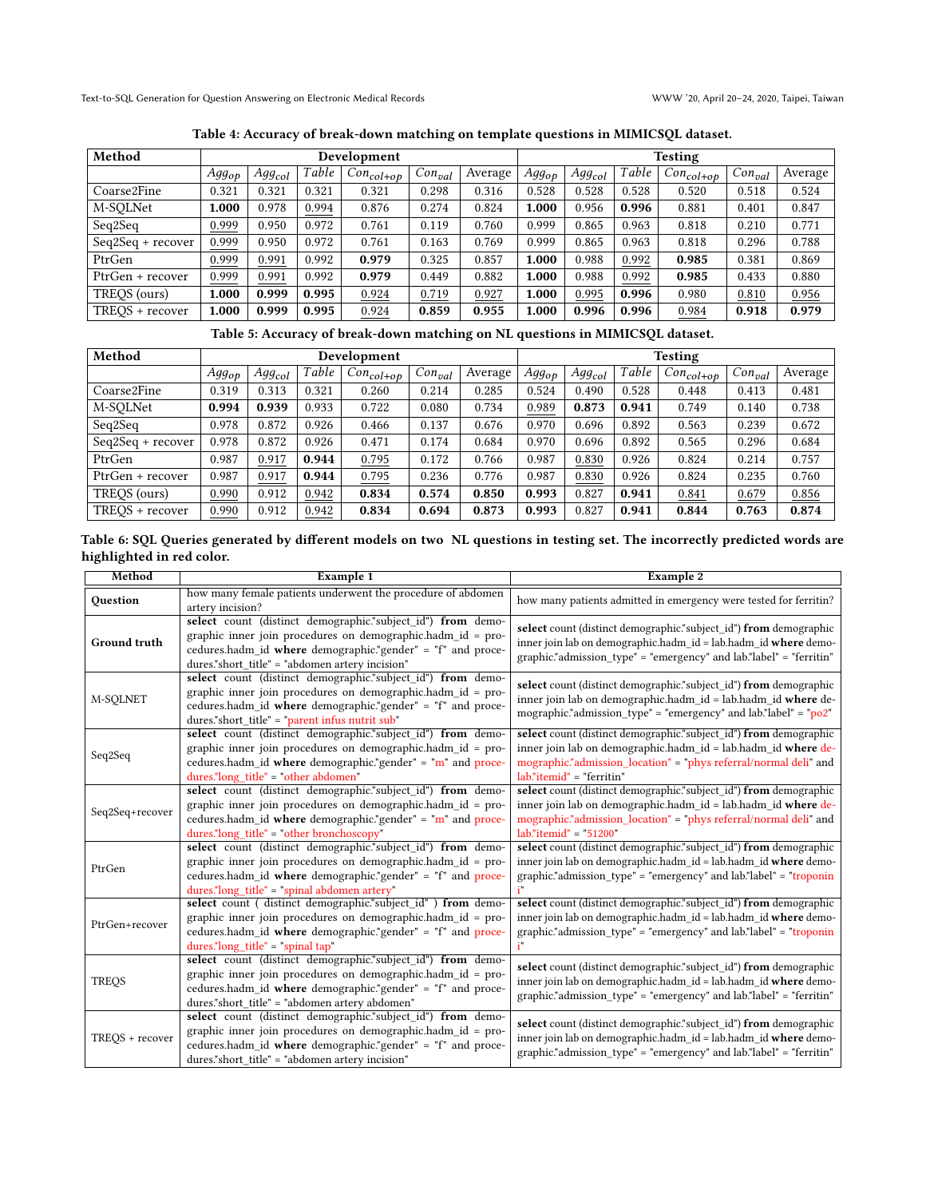**Table 4: Accuracy of break-down matching on template questions in MIMICSQL dataset.**

| Method | Development | | | | | | Testing | | | | | |
|---|---|---|---|---|---|---|---|---|---|---|---|---|
| | $Agg_{op}$ | $Agg_{col}$ | $Table$ | $Con_{col+op}$ | $Con_{val}$ | Average | $Agg_{op}$ | $Agg_{col}$ | $Table$ | $Con_{col+op}$ | $Con_{val}$ | Average |
| Coarse2Fine | 0.321 | 0.321 | 0.321 | 0.321 | 0.298 | 0.316 | 0.528 | 0.528 | 0.528 | 0.520 | 0.518 | 0.524 |
| M-SQLNet | **1.000** | 0.978 | 0.994 | 0.876 | 0.274 | 0.824 | **1.000** | 0.956 | **0.996** | 0.881 | 0.401 | 0.847 |
| Seq2Seq | 0.999 | 0.950 | 0.972 | 0.761 | 0.119 | 0.760 | 0.999 | 0.865 | 0.963 | 0.818 | 0.210 | 0.771 |
| Seq2Seq + recover | 0.999 | 0.950 | 0.972 | 0.761 | 0.163 | 0.769 | 0.999 | 0.865 | 0.963 | 0.818 | 0.296 | 0.788 |
| PtrGen | 0.999 | 0.991 | 0.992 | **0.979** | 0.325 | 0.857 | **1.000** | 0.988 | 0.992 | **0.985** | 0.381 | 0.869 |
| PtrGen + recover | 0.999 | 0.991 | 0.992 | **0.979** | 0.449 | 0.882 | **1.000** | 0.988 | 0.992 | **0.985** | 0.433 | 0.880 |
| TREQS (ours) | **1.000** | **0.999** | **0.995** | 0.924 | 0.719 | 0.927 | **1.000** | 0.995 | **0.996** | 0.980 | 0.810 | 0.956 |
| TREQS + recover | **1.000** | **0.999** | **0.995** | 0.924 | **0.859** | **0.955** | **1.000** | **0.996** | **0.996** | 0.984 | **0.918** | **0.979** |

**Table 5: Accuracy of break-down matching on NL questions in MIMICSQL dataset.**

| Method | Development | | | | | | Testing | | | | | |
|---|---|---|---|---|---|---|---|---|---|---|---|---|
| | $Agg_{op}$ | $Agg_{col}$ | $Table$ | $Con_{col+op}$ | $Con_{val}$ | Average | $Agg_{op}$ | $Agg_{col}$ | $Table$ | $Con_{col+op}$ | $Con_{val}$ | Average |
| Coarse2Fine | 0.319 | 0.313 | 0.321 | 0.260 | 0.214 | 0.285 | 0.524 | 0.490 | 0.528 | 0.448 | 0.413 | 0.481 |
| M-SQLNet | **0.994** | **0.939** | 0.933 | 0.722 | 0.080 | 0.734 | 0.989 | **0.873** | **0.941** | 0.749 | 0.140 | 0.738 |
| Seq2Seq | 0.978 | 0.872 | 0.926 | 0.466 | 0.137 | 0.676 | 0.970 | 0.696 | 0.892 | 0.563 | 0.239 | 0.672 |
| Seq2Seq + recover | 0.978 | 0.872 | 0.926 | 0.471 | 0.174 | 0.684 | 0.970 | 0.696 | 0.892 | 0.565 | 0.296 | 0.684 |
| PtrGen | 0.987 | 0.917 | **0.944** | 0.795 | 0.172 | 0.766 | 0.987 | 0.830 | 0.926 | 0.824 | 0.214 | 0.757 |
| PtrGen + recover | 0.987 | 0.917 | **0.944** | 0.795 | 0.236 | 0.776 | 0.987 | 0.830 | 0.926 | 0.824 | 0.235 | 0.760 |
| TREQS (ours) | 0.990 | 0.912 | 0.942 | **0.834** | **0.574** | **0.850** | **0.993** | 0.827 | **0.941** | 0.841 | 0.679 | 0.856 |
| TREQS + recover | 0.990 | 0.912 | 0.942 | **0.834** | **0.694** | **0.873** | **0.993** | 0.827 | **0.941** | **0.844** | **0.763** | **0.874** |

**Table 6: SQL Queries generated by different models on two NL questions in testing set. The incorrectly predicted words are highlighted in red color.**

| Method | Example 1 | Example 2 |
|---|---|---|
| **Question** | how many female patients underwent the procedure of abdomen artery incision? | how many patients admitted in emergency were tested for ferritin? |
| **Ground truth** | **select** count (distinct demographic."subject_id") **from** demographic inner join procedures on demographic.hadm_id = procedures.hadm_id **where** demographic."gender" = "f" and procedures."short_title" = "abdomen artery incision" | **select** count (distinct demographic."subject_id") **from** demographic inner join lab on demographic.hadm_id = lab.hadm_id **where** demographic."admission_type" = "emergency" and lab."label" = "ferritin" |
| M-SQLNET | **select** count (distinct demographic."subject_id") **from** demographic inner join procedures on demographic.hadm_id = procedures.hadm_id **where** demographic."gender" = "f" and procedures."short_title" = "parent infus nutrit sub" | **select** count (distinct demographic."subject_id") **from** demographic inner join lab on demographic.hadm_id = lab.hadm_id **where** demographic."admission_type" = "emergency" and lab."label" = "po2" |
| Seq2Seq | **select** count (distinct demographic."subject_id") **from** demographic inner join procedures on demographic.hadm_id = procedures.hadm_id **where** demographic."gender" = "m" and procedures."long_title" = "other abdomen" | **select** count (distinct demographic."subject_id") **from** demographic inner join lab on demographic.hadm_id = lab.hadm_id **where** demographic."admission_location" = "phys referral/normal deli" and lab."itemid" = "ferritin" |
| Seq2Seq+recover | **select** count (distinct demographic."subject_id") **from** demographic inner join procedures on demographic.hadm_id = procedures.hadm_id **where** demographic."gender" = "m" and procedures."long_title" = "other bronchoscopy" | **select** count (distinct demographic."subject_id") **from** demographic inner join lab on demographic.hadm_id = lab.hadm_id **where** demographic."admission_location" = "phys referral/normal deli" and lab."itemid" = "51200" |
| PtrGen | **select** count (distinct demographic."subject_id") **from** demographic inner join procedures on demographic.hadm_id = procedures.hadm_id **where** demographic."gender" = "f" and procedures."long_title" = "spinal abdomen artery" | **select** count (distinct demographic."subject_id") **from** demographic inner join lab on demographic.hadm_id = lab.hadm_id **where** demographic."admission_type" = "emergency" and lab."label" = "troponin i" |
| PtrGen+recover | **select** count ( distinct demographic."subject_id" ) **from** demographic inner join procedures on demographic.hadm_id = procedures.hadm_id **where** demographic."gender" = "f" and procedures."long_title" = "spinal tap" | **select** count (distinct demographic."subject_id") **from** demographic inner join lab on demographic.hadm_id = lab.hadm_id **where** demographic."admission_type" = "emergency" and lab."label" = "troponin i" |
| TREQS | **select** count (distinct demographic."subject_id") **from** demographic inner join procedures on demographic.hadm_id = procedures.hadm_id **where** demographic."gender" = "f" and procedures."short_title" = "abdomen artery abdomen" | **select** count (distinct demographic."subject_id") **from** demographic inner join lab on demographic.hadm_id = lab.hadm_id **where** demographic."admission_type" = "emergency" and lab."label" = "ferritin" |
| TREQS + recover | **select** count (distinct demographic."subject_id") **from** demographic inner join procedures on demographic.hadm_id = procedures.hadm_id **where** demographic."gender" = "f" and procedures."short_title" = "abdomen artery incision" | **select** count (distinct demographic."subject_id") **from** demographic inner join lab on demographic.hadm_id = lab.hadm_id **where** demographic."admission_type" = "emergency" and lab."label" = "ferritin" |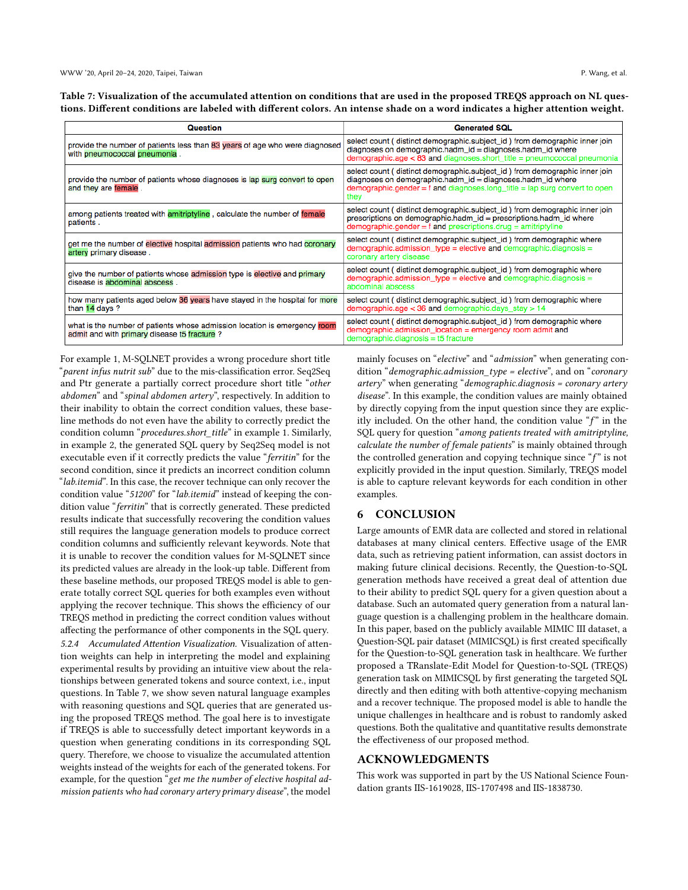**Table 7: Visualization of the accumulated attention on conditions that are used in the proposed TREQS approach on NL questions. Different conditions are labeled with different colors. An intense shade on a word indicates a higher attention weight.**

| Question | Generated SQL |
|---|---|
| provide the number of patients less than 83 years of age who were diagnosed with pneumococcal pneumonia . | select count ( distinct demographic.subject_id ) from demographic inner join diagnoses on demographic.hadm_id = diagnoses.hadm_id where demographic.age < 83 and diagnoses.short_title = pneumococcal pneumonia |
| provide the number of patients whose diagnoses is lap surg convert to open and they are female . | select count ( distinct demographic.subject_id ) from demographic inner join diagnoses on demographic.hadm_id = diagnoses.hadm_id where demographic.gender = f and diagnoses.long_title = lap surg convert to open they |
| among patients treated with amitriptyline , calculate the number of female patients . | select count ( distinct demographic.subject_id ) from demographic inner join prescriptions on demographic.hadm_id = prescriptions.hadm_id where demographic.gender = f and prescriptions.drug = amitriptyline |
| get me the number of elective hospital admission patients who had coronary artery primary disease . | select count ( distinct demographic.subject_id ) from demographic where demographic.admission_type = elective and demographic.diagnosis = coronary artery disease |
| give the number of patients whose admission type is elective and primary disease is abdominal abscess . | select count ( distinct demographic.subject_id ) from demographic where demographic.admission_type = elective and demographic.diagnosis = abdominal abscess |
| how many patients aged below 36 years have stayed in the hospital for more than 14 days ? | select count ( distinct demographic.subject_id ) from demographic where demographic.age < 36 and demographic.days_stay > 14 |
| what is the number of patients whose admission location is emergency room admit and with primary disease t5 fracture ? | select count ( distinct demographic.subject_id ) from demographic where demographic.admission_location = emergency room admit and demographic.diagnosis = t5 fracture |

For example 1, M-SQLNET provides a wrong procedure short title "*parent infus nutrit sub*" due to the mis-classification error. Seq2Seq and Ptr generate a partially correct procedure short title "*other abdomen*" and "*spinal abdomen artery*", respectively. In addition to their inability to obtain the correct condition values, these baseline methods do not even have the ability to correctly predict the condition column "*procedures.short_title*" in example 1. Similarly, in example 2, the generated SQL query by Seq2Seq model is not executable even if it correctly predicts the value "*ferritin*" for the second condition, since it predicts an incorrect condition column "*lab.itemid*". In this case, the recover technique can only recover the condition value "*51200*" for "*lab.itemid*" instead of keeping the condition value "*ferritin*" that is correctly generated. These predicted results indicate that successfully recovering the condition values still requires the language generation models to produce correct condition columns and sufficiently relevant keywords. Note that it is unable to recover the condition values for M-SQLNET since its predicted values are already in the look-up table. Different from these baseline methods, our proposed TREQS model is able to generate totally correct SQL queries for both examples even without applying the recover technique. This shows the efficiency of our TREQS method in predicting the correct condition values without affecting the performance of other components in the SQL query.

*5.2.4 Accumulated Attention Visualization.* Visualization of attention weights can help in interpreting the model and explaining experimental results by providing an intuitive view about the relationships between generated tokens and source context, i.e., input questions. In Table 7, we show seven natural language examples with reasoning questions and SQL queries that are generated using the proposed TREQS method. The goal here is to investigate if TREQS is able to successfully detect important keywords in a question when generating conditions in its corresponding SQL query. Therefore, we choose to visualize the accumulated attention weights instead of the weights for each of the generated tokens. For example, for the question "*get me the number of elective hospital admission patients who had coronary artery primary disease*", the model mainly focuses on "*elective*" and "*admission*" when generating condition "*demographic.admission_type = elective*", and on "*coronary artery*" when generating "*demographic.diagnosis = coronary artery disease*". In this example, the condition values are mainly obtained by directly copying from the input question since they are explicitly included. On the other hand, the condition value "*f*" in the SQL query for question "*among patients treated with amitriptyline, calculate the number of female patients*" is mainly obtained through the controlled generation and copying technique since "*f*" is not explicitly provided in the input question. Similarly, TREQS model is able to capture relevant keywords for each condition in other examples.

## 6 CONCLUSION

Large amounts of EMR data are collected and stored in relational databases at many clinical centers. Effective usage of the EMR data, such as retrieving patient information, can assist doctors in making future clinical decisions. Recently, the Question-to-SQL generation methods have received a great deal of attention due to their ability to predict SQL query for a given question about a database. Such an automated query generation from a natural language question is a challenging problem in the healthcare domain. In this paper, based on the publicly available MIMIC III dataset, a Question-SQL pair dataset (MIMICSQL) is first created specifically for the Question-to-SQL generation task in healthcare. We further proposed a TRanslate-Edit Model for Question-to-SQL (TREQS) generation task on MIMICSQL by first generating the targeted SQL directly and then editing with both attentive-copying mechanism and a recover technique. The proposed model is able to handle the unique challenges in healthcare and is robust to randomly asked questions. Both the qualitative and quantitative results demonstrate the effectiveness of our proposed method.

## ACKNOWLEDGMENTS

This work was supported in part by the US National Science Foundation grants IIS-1619028, IIS-1707498 and IIS-1838730.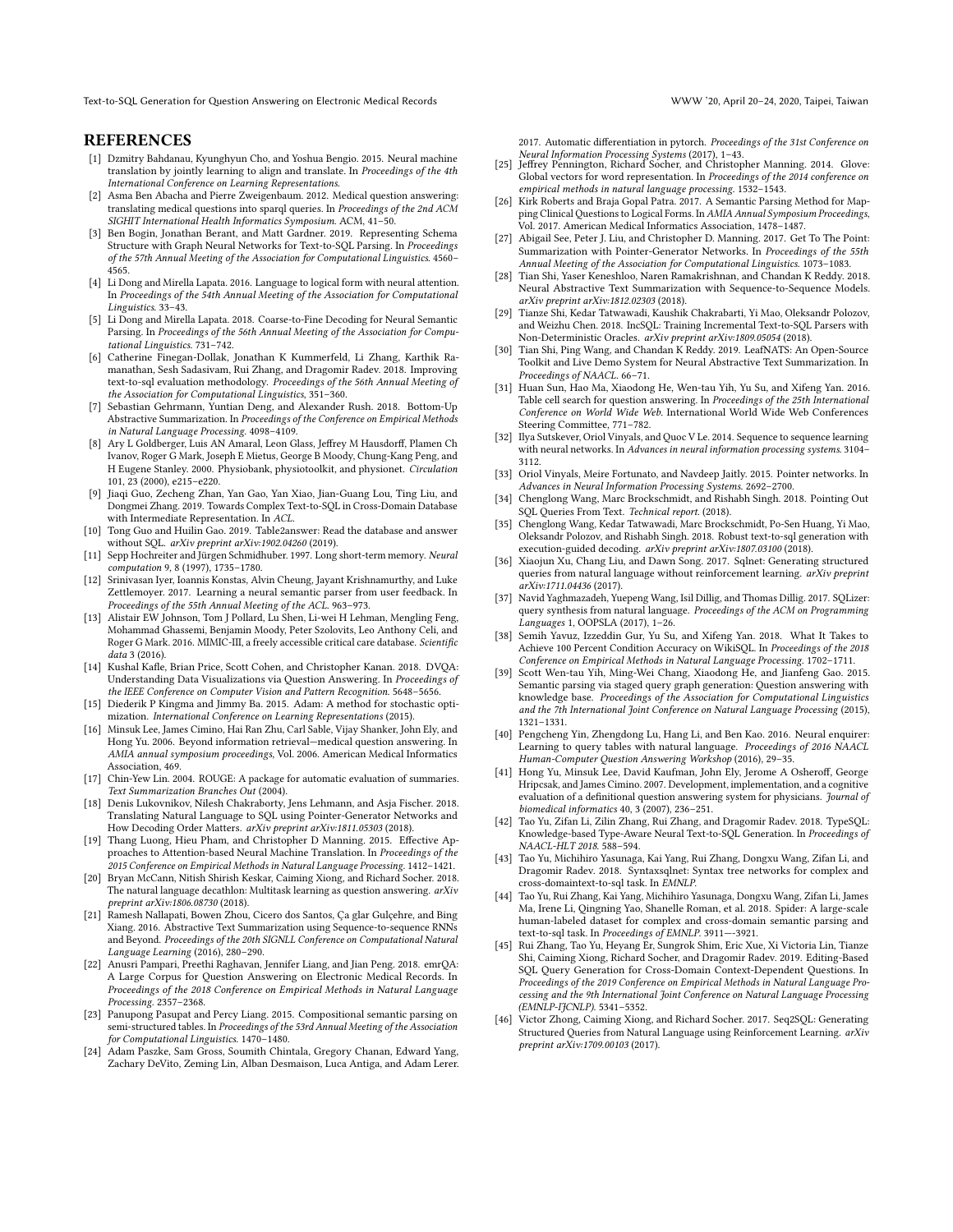## REFERENCES

[1] Dzmitry Bahdanau, Kyunghyun Cho, and Yoshua Bengio. 2015. Neural machine translation by jointly learning to align and translate. In *Proceedings of the 4th International Conference on Learning Representations*.

[2] Asma Ben Abacha and Pierre Zweigenbaum. 2012. Medical question answering: translating medical questions into sparql queries. In *Proceedings of the 2nd ACM SIGHIT International Health Informatics Symposium*. ACM, 41–50.

[3] Ben Bogin, Jonathan Berant, and Matt Gardner. 2019. Representing Schema Structure with Graph Neural Networks for Text-to-SQL Parsing. In *Proceedings of the 57th Annual Meeting of the Association for Computational Linguistics*. 4560–4565.

[4] Li Dong and Mirella Lapata. 2016. Language to logical form with neural attention. In *Proceedings of the 54th Annual Meeting of the Association for Computational Linguistics*. 33–43.

[5] Li Dong and Mirella Lapata. 2018. Coarse-to-Fine Decoding for Neural Semantic Parsing. In *Proceedings of the 56th Annual Meeting of the Association for Computational Linguistics*. 731–742.

[6] Catherine Finegan-Dollak, Jonathan K Kummerfeld, Li Zhang, Karthik Ramanathan, Sesh Sadasivam, Rui Zhang, and Dragomir Radev. 2018. Improving text-to-sql evaluation methodology. *Proceedings of the 56th Annual Meeting of the Association for Computational Linguistics*, 351–360.

[7] Sebastian Gehrmann, Yuntian Deng, and Alexander Rush. 2018. Bottom-Up Abstractive Summarization. In *Proceedings of the Conference on Empirical Methods in Natural Language Processing*. 4098–4109.

[8] Ary L Goldberger, Luis AN Amaral, Leon Glass, Jeffrey M Hausdorff, Plamen Ch Ivanov, Roger G Mark, Joseph E Mietus, George B Moody, Chung-Kang Peng, and H Eugene Stanley. 2000. Physiobank, physiotoolkit, and physionet. *Circulation* 101, 23 (2000), e215–e220.

[9] Jiaqi Guo, Zecheng Zhan, Yan Gao, Yan Xiao, Jian-Guang Lou, Ting Liu, and Dongmei Zhang. 2019. Towards Complex Text-to-SQL in Cross-Domain Database with Intermediate Representation. In *ACL*.

[10] Tong Guo and Huilin Gao. 2019. Table2answer: Read the database and answer without SQL. *arXiv preprint arXiv:1902.04260* (2019).

[11] Sepp Hochreiter and Jürgen Schmidhuber. 1997. Long short-term memory. *Neural computation* 9, 8 (1997), 1735–1780.

[12] Srinivasan Iyer, Ioannis Konstas, Alvin Cheung, Jayant Krishnamurthy, and Luke Zettlemoyer. 2017. Learning a neural semantic parser from user feedback. In *Proceedings of the 55th Annual Meeting of the ACL*. 963–973.

[13] Alistair EW Johnson, Tom J Pollard, Lu Shen, Li-wei H Lehman, Mengling Feng, Mohammad Ghassemi, Benjamin Moody, Peter Szolovits, Leo Anthony Celi, and Roger G Mark. 2016. MIMIC-III, a freely accessible critical care database. *Scientific data* 3 (2016).

[14] Kushal Kafle, Brian Price, Scott Cohen, and Christopher Kanan. 2018. DVQA: Understanding Data Visualizations via Question Answering. In *Proceedings of the IEEE Conference on Computer Vision and Pattern Recognition*. 5648–5656.

[15] Diederik P Kingma and Jimmy Ba. 2015. Adam: A method for stochastic optimization. *International Conference on Learning Representations* (2015).

[16] Minsuk Lee, James Cimino, Hai Ran Zhu, Carl Sable, Vijay Shanker, John Ely, and Hong Yu. 2006. Beyond information retrieval—medical question answering. In *AMIA annual symposium proceedings*, Vol. 2006. American Medical Informatics Association, 469.

[17] Chin-Yew Lin. 2004. ROUGE: A package for automatic evaluation of summaries. *Text Summarization Branches Out* (2004).

[18] Denis Lukovnikov, Nilesh Chakraborty, Jens Lehmann, and Asja Fischer. 2018. Translating Natural Language to SQL using Pointer-Generator Networks and How Decoding Order Matters. *arXiv preprint arXiv:1811.05303* (2018).

[19] Thang Luong, Hieu Pham, and Christopher D Manning. 2015. Effective Approaches to Attention-based Neural Machine Translation. In *Proceedings of the 2015 Conference on Empirical Methods in Natural Language Processing*. 1412–1421.

[20] Bryan McCann, Nitish Shirish Keskar, Caiming Xiong, and Richard Socher. 2018. The natural language decathlon: Multitask learning as question answering. *arXiv preprint arXiv:1806.08730* (2018).

[21] Ramesh Nallapati, Bowen Zhou, Cicero dos Santos, Ça glar Gulçehre, and Bing Xiang. 2016. Abstractive Text Summarization using Sequence-to-sequence RNNs and Beyond. *Proceedings of the 20th SIGNLL Conference on Computational Natural Language Learning* (2016), 280–290.

[22] Anusri Pampari, Preethi Raghavan, Jennifer Liang, and Jian Peng. 2018. emrQA: A Large Corpus for Question Answering on Electronic Medical Records. In *Proceedings of the 2018 Conference on Empirical Methods in Natural Language Processing*. 2357–2368.

[23] Panupong Pasupat and Percy Liang. 2015. Compositional semantic parsing on semi-structured tables. In *Proceedings of the 53rd Annual Meeting of the Association for Computational Linguistics*. 1470–1480.

[24] Adam Paszke, Sam Gross, Soumith Chintala, Gregory Chanan, Edward Yang, Zachary DeVito, Zeming Lin, Alban Desmaison, Luca Antiga, and Adam Lerer. 2017. Automatic differentiation in pytorch. *Proceedings of the 31st Conference on Neural Information Processing Systems* (2017), 1–43.

[25] Jeffrey Pennington, Richard Socher, and Christopher Manning. 2014. Glove: Global vectors for word representation. In *Proceedings of the 2014 conference on empirical methods in natural language processing*. 1532–1543.

[26] Kirk Roberts and Braja Gopal Patra. 2017. A Semantic Parsing Method for Mapping Clinical Questions to Logical Forms. In *AMIA Annual Symposium Proceedings*, Vol. 2017. American Medical Informatics Association, 1478–1487.

[27] Abigail See, Peter J. Liu, and Christopher D. Manning. 2017. Get To The Point: Summarization with Pointer-Generator Networks. In *Proceedings of the 55th Annual Meeting of the Association for Computational Linguistics*. 1073–1083.

[28] Tian Shi, Yaser Keneshloo, Naren Ramakrishnan, and Chandan K Reddy. 2018. Neural Abstractive Text Summarization with Sequence-to-Sequence Models. *arXiv preprint arXiv:1812.02303* (2018).

[29] Tianze Shi, Kedar Tatwawadi, Kaushik Chakrabarti, Yi Mao, Oleksandr Polozov, and Weizhu Chen. 2018. IncSQL: Training Incremental Text-to-SQL Parsers with Non-Deterministic Oracles. *arXiv preprint arXiv:1809.05054* (2018).

[30] Tian Shi, Ping Wang, and Chandan K Reddy. 2019. LeafNATS: An Open-Source Toolkit and Live Demo System for Neural Abstractive Text Summarization. In *Proceedings of NAACL*. 66–71.

[31] Huan Sun, Hao Ma, Xiaodong He, Wen-tau Yih, Yu Su, and Xifeng Yan. 2016. Table cell search for question answering. In *Proceedings of the 25th International Conference on World Wide Web*. International World Wide Web Conferences Steering Committee, 771–782.

[32] Ilya Sutskever, Oriol Vinyals, and Quoc V Le. 2014. Sequence to sequence learning with neural networks. In *Advances in neural information processing systems*. 3104–3112.

[33] Oriol Vinyals, Meire Fortunato, and Navdeep Jaitly. 2015. Pointer networks. In *Advances in Neural Information Processing Systems*. 2692–2700.

[34] Chenglong Wang, Marc Brockschmidt, and Rishabh Singh. 2018. Pointing Out SQL Queries From Text. *Technical report*. (2018).

[35] Chenglong Wang, Kedar Tatwawadi, Marc Brockschmidt, Po-Sen Huang, Yi Mao, Oleksandr Polozov, and Rishabh Singh. 2018. Robust text-to-sql generation with execution-guided decoding. *arXiv preprint arXiv:1807.03100* (2018).

[36] Xiaojun Xu, Chang Liu, and Dawn Song. 2017. Sqlnet: Generating structured queries from natural language without reinforcement learning. *arXiv preprint arXiv:1711.04436* (2017).

[37] Navid Yaghmazadeh, Yuepeng Wang, Isil Dillig, and Thomas Dillig. 2017. SQLizer: query synthesis from natural language. *Proceedings of the ACM on Programming Languages* 1, OOPSLA (2017), 1–26.

[38] Semih Yavuz, Izzeddin Gur, Yu Su, and Xifeng Yan. 2018. What It Takes to Achieve 100 Percent Condition Accuracy on WikiSQL. In *Proceedings of the 2018 Conference on Empirical Methods in Natural Language Processing*. 1702–1711.

[39] Scott Wen-tau Yih, Ming-Wei Chang, Xiaodong He, and Jianfeng Gao. 2015. Semantic parsing via staged query graph generation: Question answering with knowledge base. *Proceedings of the Association for Computational Linguistics and the 7th International Joint Conference on Natural Language Processing* (2015), 1321–1331.

[40] Pengcheng Yin, Zhengdong Lu, Hang Li, and Ben Kao. 2016. Neural enquirer: Learning to query tables with natural language. *Proceedings of 2016 NAACL Human-Computer Question Answering Workshop* (2016), 29–35.

[41] Hong Yu, Minsuk Lee, David Kaufman, John Ely, Jerome A Osheroff, George Hripcsak, and James Cimino. 2007. Development, implementation, and a cognitive evaluation of a definitional question answering system for physicians. *Journal of biomedical informatics* 40, 3 (2007), 236–251.

[42] Tao Yu, Zifan Li, Zilin Zhang, Rui Zhang, and Dragomir Radev. 2018. TypeSQL: Knowledge-based Type-Aware Neural Text-to-SQL Generation. In *Proceedings of NAACL-HLT 2018*. 588–594.

[43] Tao Yu, Michihiro Yasunaga, Kai Yang, Rui Zhang, Dongxu Wang, Zifan Li, and Dragomir Radev. 2018. Syntaxsqlnet: Syntax tree networks for complex and cross-domaintext-to-sql task. In *EMNLP*.

[44] Tao Yu, Rui Zhang, Kai Yang, Michihiro Yasunaga, Dongxu Wang, Zifan Li, James Ma, Irene Li, Qingning Yao, Shanelle Roman, et al. 2018. Spider: A large-scale human-labeled dataset for complex and cross-domain semantic parsing and text-to-sql task. In *Proceedings of EMNLP*. 3911—-3921.

[45] Rui Zhang, Tao Yu, Heyang Er, Sungrok Shim, Eric Xue, Xi Victoria Lin, Tianze Shi, Caiming Xiong, Richard Socher, and Dragomir Radev. 2019. Editing-Based SQL Query Generation for Cross-Domain Context-Dependent Questions. In *Proceedings of the 2019 Conference on Empirical Methods in Natural Language Processing and the 9th International Joint Conference on Natural Language Processing (EMNLP-IJCNLP)*. 5341–5352.

[46] Victor Zhong, Caiming Xiong, and Richard Socher. 2017. Seq2SQL: Generating Structured Queries from Natural Language using Reinforcement Learning. *arXiv preprint arXiv:1709.00103* (2017).